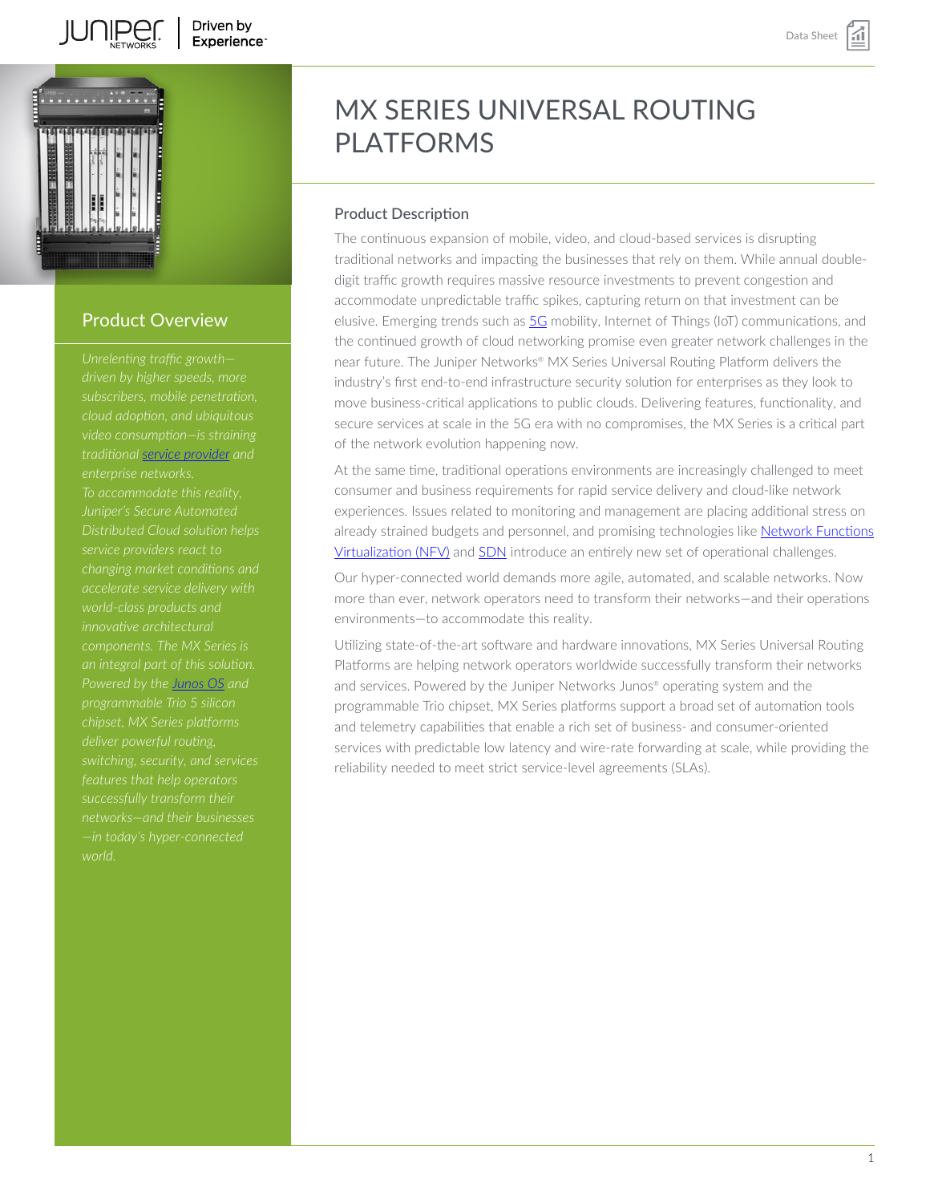# MX SERIES UNIVERSAL ROUTING PLATFORMS

## Product Overview

*Unrelenting traffic growth—driven by higher speeds, more subscribers, mobile penetration, cloud adoption, and ubiquitous video consumption—is straining traditional service provider and enterprise networks. To accommodate this reality, Juniper's Secure Automated Distributed Cloud solution helps service providers react to changing market conditions and accelerate service delivery with world-class products and innovative architectural components. The MX Series is an integral part of this solution. Powered by the Junos OS and programmable Trio 5 silicon chipset, MX Series platforms deliver powerful routing, switching, security, and services features that help operators successfully transform their networks—and their businesses—in today's hyper-connected world.*

## Product Description

The continuous expansion of mobile, video, and cloud-based services is disrupting traditional networks and impacting the businesses that rely on them. While annual double-digit traffic growth requires massive resource investments to prevent congestion and accommodate unpredictable traffic spikes, capturing return on that investment can be elusive. Emerging trends such as 5G mobility, Internet of Things (IoT) communications, and the continued growth of cloud networking promise even greater network challenges in the near future. The Juniper Networks® MX Series Universal Routing Platform delivers the industry's first end-to-end infrastructure security solution for enterprises as they look to move business-critical applications to public clouds. Delivering features, functionality, and secure services at scale in the 5G era with no compromises, the MX Series is a critical part of the network evolution happening now.

At the same time, traditional operations environments are increasingly challenged to meet consumer and business requirements for rapid service delivery and cloud-like network experiences. Issues related to monitoring and management are placing additional stress on already strained budgets and personnel, and promising technologies like Network Functions Virtualization (NFV) and SDN introduce an entirely new set of operational challenges.

Our hyper-connected world demands more agile, automated, and scalable networks. Now more than ever, network operators need to transform their networks—and their operations environments—to accommodate this reality.

Utilizing state-of-the-art software and hardware innovations, MX Series Universal Routing Platforms are helping network operators worldwide successfully transform their networks and services. Powered by the Juniper Networks Junos® operating system and the programmable Trio chipset, MX Series platforms support a broad set of automation tools and telemetry capabilities that enable a rich set of business- and consumer-oriented services with predictable low latency and wire-rate forwarding at scale, while providing the reliability needed to meet strict service-level agreements (SLAs).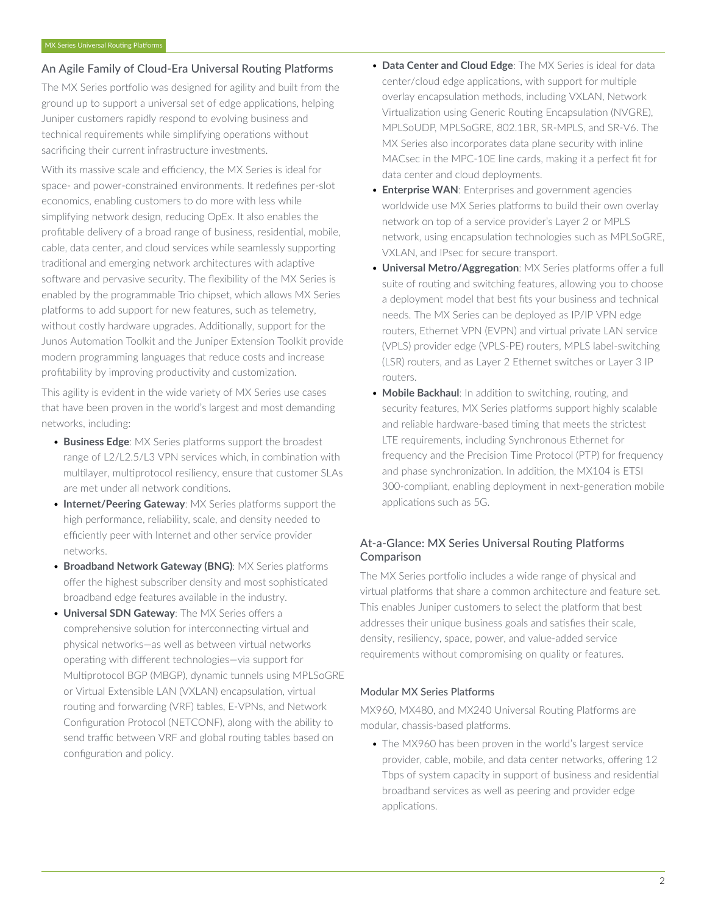## An Agile Family of Cloud-Era Universal Routing Platforms

The MX Series portfolio was designed for agility and built from the ground up to support a universal set of edge applications, helping Juniper customers rapidly respond to evolving business and technical requirements while simplifying operations without sacrificing their current infrastructure investments.

With its massive scale and efficiency, the MX Series is ideal for space- and power-constrained environments. It redefines per-slot economics, enabling customers to do more with less while simplifying network design, reducing OpEx. It also enables the profitable delivery of a broad range of business, residential, mobile, cable, data center, and cloud services while seamlessly supporting traditional and emerging network architectures with adaptive software and pervasive security. The flexibility of the MX Series is enabled by the programmable Trio chipset, which allows MX Series platforms to add support for new features, such as telemetry, without costly hardware upgrades. Additionally, support for the Junos Automation Toolkit and the Juniper Extension Toolkit provide modern programming languages that reduce costs and increase profitability by improving productivity and customization.

This agility is evident in the wide variety of MX Series use cases that have been proven in the world's largest and most demanding networks, including:

- **Business Edge**: MX Series platforms support the broadest range of L2/L2.5/L3 VPN services which, in combination with multilayer, multiprotocol resiliency, ensure that customer SLAs are met under all network conditions.
- **Internet/Peering Gateway**: MX Series platforms support the high performance, reliability, scale, and density needed to efficiently peer with Internet and other service provider networks.
- **Broadband Network Gateway (BNG)**: MX Series platforms offer the highest subscriber density and most sophisticated broadband edge features available in the industry.
- **Universal SDN Gateway**: The MX Series offers a comprehensive solution for interconnecting virtual and physical networks—as well as between virtual networks operating with different technologies—via support for Multiprotocol BGP (MBGP), dynamic tunnels using MPLSoGRE or Virtual Extensible LAN (VXLAN) encapsulation, virtual routing and forwarding (VRF) tables, E-VPNs, and Network Configuration Protocol (NETCONF), along with the ability to send traffic between VRF and global routing tables based on configuration and policy.
- **Data Center and Cloud Edge**: The MX Series is ideal for data center/cloud edge applications, with support for multiple overlay encapsulation methods, including VXLAN, Network Virtualization using Generic Routing Encapsulation (NVGRE), MPLSoUDP, MPLSoGRE, 802.1BR, SR-MPLS, and SR-V6. The MX Series also incorporates data plane security with inline MACsec in the MPC-10E line cards, making it a perfect fit for data center and cloud deployments.
- **Enterprise WAN**: Enterprises and government agencies worldwide use MX Series platforms to build their own overlay network on top of a service provider's Layer 2 or MPLS network, using encapsulation technologies such as MPLSoGRE, VXLAN, and IPsec for secure transport.
- **Universal Metro/Aggregation**: MX Series platforms offer a full suite of routing and switching features, allowing you to choose a deployment model that best fits your business and technical needs. The MX Series can be deployed as IP/IP VPN edge routers, Ethernet VPN (EVPN) and virtual private LAN service (VPLS) provider edge (VPLS-PE) routers, MPLS label-switching (LSR) routers, and as Layer 2 Ethernet switches or Layer 3 IP routers.
- **Mobile Backhaul**: In addition to switching, routing, and security features, MX Series platforms support highly scalable and reliable hardware-based timing that meets the strictest LTE requirements, including Synchronous Ethernet for frequency and the Precision Time Protocol (PTP) for frequency and phase synchronization. In addition, the MX104 is ETSI 300-compliant, enabling deployment in next-generation mobile applications such as 5G.

## At-a-Glance: MX Series Universal Routing Platforms Comparison

The MX Series portfolio includes a wide range of physical and virtual platforms that share a common architecture and feature set. This enables Juniper customers to select the platform that best addresses their unique business goals and satisfies their scale, density, resiliency, space, power, and value-added service requirements without compromising on quality or features.

### Modular MX Series Platforms

MX960, MX480, and MX240 Universal Routing Platforms are modular, chassis-based platforms.

- The MX960 has been proven in the world's largest service provider, cable, mobile, and data center networks, offering 12 Tbps of system capacity in support of business and residential broadband services as well as peering and provider edge applications.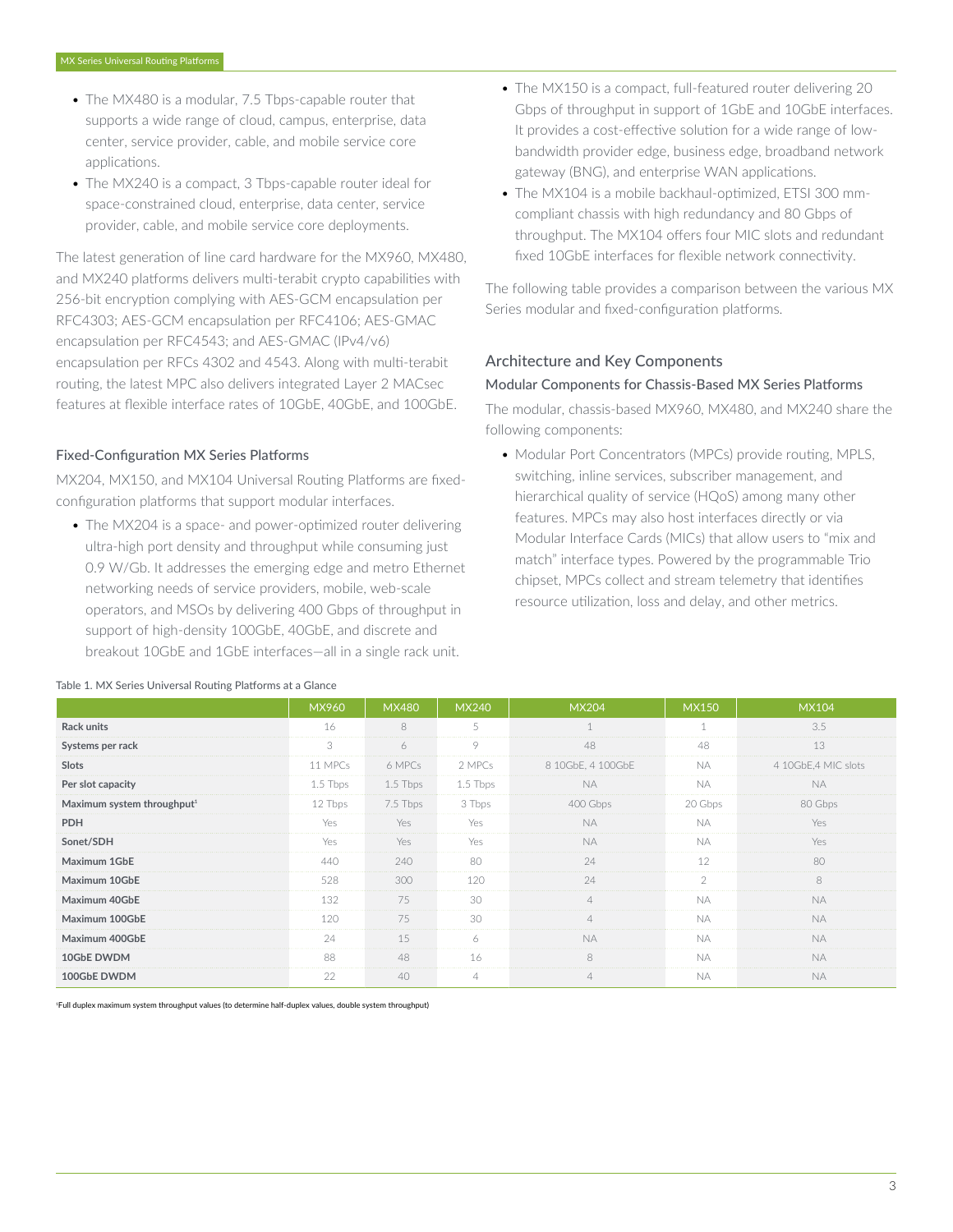- The MX480 is a modular, 7.5 Tbps-capable router that supports a wide range of cloud, campus, enterprise, data center, service provider, cable, and mobile service core applications.
- The MX240 is a compact, 3 Tbps-capable router ideal for space-constrained cloud, enterprise, data center, service provider, cable, and mobile service core deployments.

The latest generation of line card hardware for the MX960, MX480, and MX240 platforms delivers multi-terabit crypto capabilities with 256-bit encryption complying with AES-GCM encapsulation per RFC4303; AES-GCM encapsulation per RFC4106; AES-GMAC encapsulation per RFC4543; and AES-GMAC (IPv4/v6) encapsulation per RFCs 4302 and 4543. Along with multi-terabit routing, the latest MPC also delivers integrated Layer 2 MACsec features at flexible interface rates of 10GbE, 40GbE, and 100GbE.

### Fixed-Configuration MX Series Platforms

MX204, MX150, and MX104 Universal Routing Platforms are fixed-configuration platforms that support modular interfaces.

- The MX204 is a space- and power-optimized router delivering ultra-high port density and throughput while consuming just 0.9 W/Gb. It addresses the emerging edge and metro Ethernet networking needs of service providers, mobile, web-scale operators, and MSOs by delivering 400 Gbps of throughput in support of high-density 100GbE, 40GbE, and discrete and breakout 10GbE and 1GbE interfaces—all in a single rack unit.
- The MX150 is a compact, full-featured router delivering 20 Gbps of throughput in support of 1GbE and 10GbE interfaces. It provides a cost-effective solution for a wide range of low-bandwidth provider edge, business edge, broadband network gateway (BNG), and enterprise WAN applications.
- The MX104 is a mobile backhaul-optimized, ETSI 300 mm-compliant chassis with high redundancy and 80 Gbps of throughput. The MX104 offers four MIC slots and redundant fixed 10GbE interfaces for flexible network connectivity.

The following table provides a comparison between the various MX Series modular and fixed-configuration platforms.

## Architecture and Key Components

### Modular Components for Chassis-Based MX Series Platforms

The modular, chassis-based MX960, MX480, and MX240 share the following components:

- Modular Port Concentrators (MPCs) provide routing, MPLS, switching, inline services, subscriber management, and hierarchical quality of service (HQoS) among many other features. MPCs may also host interfaces directly or via Modular Interface Cards (MICs) that allow users to “mix and match” interface types. Powered by the programmable Trio chipset, MPCs collect and stream telemetry that identifies resource utilization, loss and delay, and other metrics.

Table 1. MX Series Universal Routing Platforms at a Glance

| | MX960 | MX480 | MX240 | MX204 | MX150 | MX104 |
|---|---|---|---|---|---|---|
| **Rack units** | 16 | 8 | 5 | 1 | 1 | 3.5 |
| **Systems per rack** | 3 | 6 | 9 | 48 | 48 | 13 |
| **Slots** | 11 MPCs | 6 MPCs | 2 MPCs | 8 10GbE, 4 100GbE | NA | 4 10GbE,4 MIC slots |
| **Per slot capacity** | 1.5 Tbps | 1.5 Tbps | 1.5 Tbps | NA | NA | NA |
| **Maximum system throughput[1]** | 12 Tbps | 7.5 Tbps | 3 Tbps | 400 Gbps | 20 Gbps | 80 Gbps |
| **PDH** | Yes | Yes | Yes | NA | NA | Yes |
| **Sonet/SDH** | Yes | Yes | Yes | NA | NA | Yes |
| **Maximum 1GbE** | 440 | 240 | 80 | 24 | 12 | 80 |
| **Maximum 10GbE** | 528 | 300 | 120 | 24 | 2 | 8 |
| **Maximum 40GbE** | 132 | 75 | 30 | 4 | NA | NA |
| **Maximum 100GbE** | 120 | 75 | 30 | 4 | NA | NA |
| **Maximum 400GbE** | 24 | 15 | 6 | NA | NA | NA |
| **10GbE DWDM** | 88 | 48 | 16 | 8 | NA | NA |
| **100GbE DWDM** | 22 | 40 | 4 | 4 | NA | NA |

[1]Full duplex maximum system throughput values (to determine half-duplex values, double system throughput)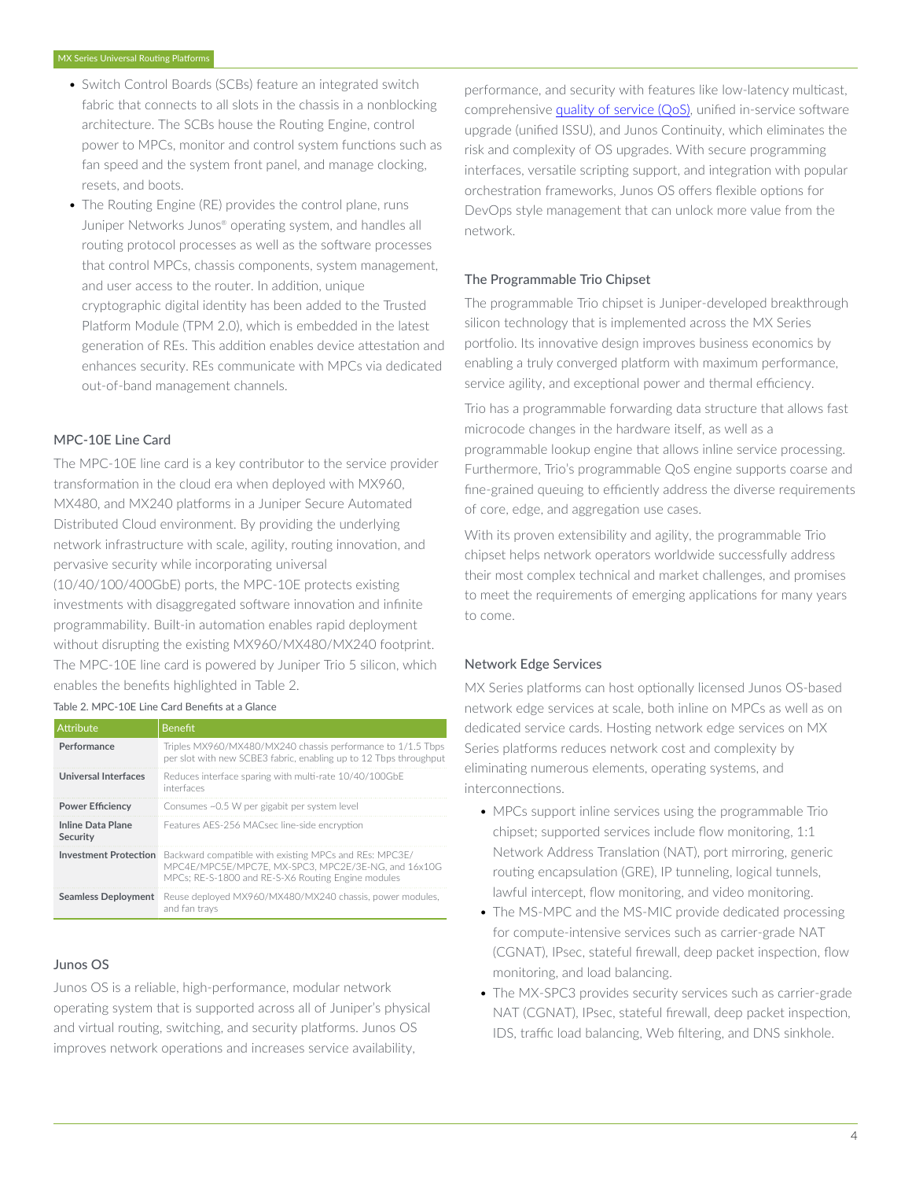- Switch Control Boards (SCBs) feature an integrated switch fabric that connects to all slots in the chassis in a nonblocking architecture. The SCBs house the Routing Engine, control power to MPCs, monitor and control system functions such as fan speed and the system front panel, and manage clocking, resets, and boots.
- The Routing Engine (RE) provides the control plane, runs Juniper Networks Junos® operating system, and handles all routing protocol processes as well as the software processes that control MPCs, chassis components, system management, and user access to the router. In addition, unique cryptographic digital identity has been added to the Trusted Platform Module (TPM 2.0), which is embedded in the latest generation of REs. This addition enables device attestation and enhances security. REs communicate with MPCs via dedicated out-of-band management channels.

### MPC-10E Line Card

The MPC-10E line card is a key contributor to the service provider transformation in the cloud era when deployed with MX960, MX480, and MX240 platforms in a Juniper Secure Automated Distributed Cloud environment. By providing the underlying network infrastructure with scale, agility, routing innovation, and pervasive security while incorporating universal (10/40/100/400GbE) ports, the MPC-10E protects existing investments with disaggregated software innovation and infinite programmability. Built-in automation enables rapid deployment without disrupting the existing MX960/MX480/MX240 footprint. The MPC-10E line card is powered by Juniper Trio 5 silicon, which enables the benefits highlighted in Table 2.

Table 2. MPC-10E Line Card Benefits at a Glance

| Attribute | Benefit |
| --- | --- |
| **Performance** | Triples MX960/MX480/MX240 chassis performance to 1/1.5 Tbps per slot with new SCBE3 fabric, enabling up to 12 Tbps throughput |
| **Universal Interfaces** | Reduces interface sparing with multi-rate 10/40/100GbE interfaces |
| **Power Efficiency** | Consumes ~0.5 W per gigabit per system level |
| **Inline Data Plane Security** | Features AES-256 MACsec line-side encryption |
| **Investment Protection** | Backward compatible with existing MPCs and REs: MPC3E/ MPC4E/MPC5E/MPC7E, MX-SPC3, MPC2E/3E-NG, and 16x10G MPCs; RE-S-1800 and RE-S-X6 Routing Engine modules |
| **Seamless Deployment** | Reuse deployed MX960/MX480/MX240 chassis, power modules, and fan trays |

### Junos OS

Junos OS is a reliable, high-performance, modular network operating system that is supported across all of Juniper's physical and virtual routing, switching, and security platforms. Junos OS improves network operations and increases service availability, performance, and security with features like low-latency multicast, comprehensive quality of service (QoS), unified in-service software upgrade (unified ISSU), and Junos Continuity, which eliminates the risk and complexity of OS upgrades. With secure programming interfaces, versatile scripting support, and integration with popular orchestration frameworks, Junos OS offers flexible options for DevOps style management that can unlock more value from the network.

### The Programmable Trio Chipset

The programmable Trio chipset is Juniper-developed breakthrough silicon technology that is implemented across the MX Series portfolio. Its innovative design improves business economics by enabling a truly converged platform with maximum performance, service agility, and exceptional power and thermal efficiency.

Trio has a programmable forwarding data structure that allows fast microcode changes in the hardware itself, as well as a programmable lookup engine that allows inline service processing. Furthermore, Trio's programmable QoS engine supports coarse and fine-grained queuing to efficiently address the diverse requirements of core, edge, and aggregation use cases.

With its proven extensibility and agility, the programmable Trio chipset helps network operators worldwide successfully address their most complex technical and market challenges, and promises to meet the requirements of emerging applications for many years to come.

### Network Edge Services

MX Series platforms can host optionally licensed Junos OS-based network edge services at scale, both inline on MPCs as well as on dedicated service cards. Hosting network edge services on MX Series platforms reduces network cost and complexity by eliminating numerous elements, operating systems, and interconnections.

- MPCs support inline services using the programmable Trio chipset; supported services include flow monitoring, 1:1 Network Address Translation (NAT), port mirroring, generic routing encapsulation (GRE), IP tunneling, logical tunnels, lawful intercept, flow monitoring, and video monitoring.
- The MS-MPC and the MS-MIC provide dedicated processing for compute-intensive services such as carrier-grade NAT (CGNAT), IPsec, stateful firewall, deep packet inspection, flow monitoring, and load balancing.
- The MX-SPC3 provides security services such as carrier-grade NAT (CGNAT), IPsec, stateful firewall, deep packet inspection, IDS, traffic load balancing, Web filtering, and DNS sinkhole.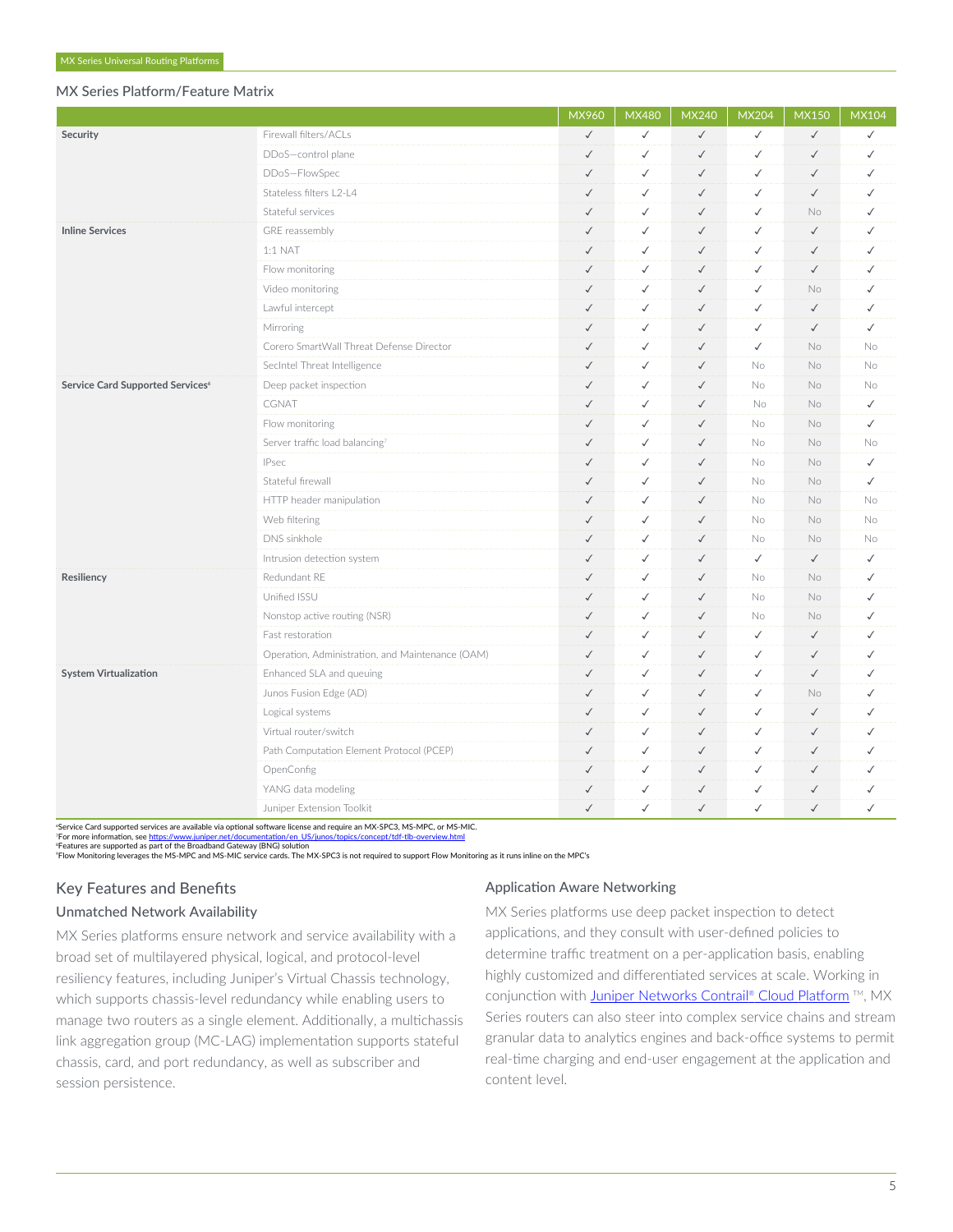## MX Series Platform/Feature Matrix

| | | MX960 | MX480 | MX240 | MX204 | MX150 | MX104 |
|---|---|---|---|---|---|---|---|
| **Security** | Firewall filters/ACLs | ✓ | ✓ | ✓ | ✓ | ✓ | ✓ |
| | DDoS—control plane | ✓ | ✓ | ✓ | ✓ | ✓ | ✓ |
| | DDoS—FlowSpec | ✓ | ✓ | ✓ | ✓ | ✓ | ✓ |
| | Stateless filters L2-L4 | ✓ | ✓ | ✓ | ✓ | ✓ | ✓ |
| | Stateful services | ✓ | ✓ | ✓ | ✓ | No | ✓ |
| **Inline Services** | GRE reassembly | ✓ | ✓ | ✓ | ✓ | ✓ | ✓ |
| | 1:1 NAT | ✓ | ✓ | ✓ | ✓ | ✓ | ✓ |
| | Flow monitoring | ✓ | ✓ | ✓ | ✓ | ✓ | ✓ |
| | Video monitoring | ✓ | ✓ | ✓ | ✓ | No | ✓ |
| | Lawful intercept | ✓ | ✓ | ✓ | ✓ | ✓ | ✓ |
| | Mirroring | ✓ | ✓ | ✓ | ✓ | ✓ | ✓ |
| | Corero SmartWall Threat Defense Director | ✓ | ✓ | ✓ | ✓ | No | No |
| | SecIntel Threat Intelligence | ✓ | ✓ | ✓ | No | No | No |
| **Service Card Supported Services**[6] | Deep packet inspection | ✓ | ✓ | ✓ | No | No | No |
| | CGNAT | ✓ | ✓ | ✓ | No | No | ✓ |
| | Flow monitoring | ✓ | ✓ | ✓ | No | No | ✓ |
| | Server traffic load balancing[7] | ✓ | ✓ | ✓ | No | No | No |
| | IPsec | ✓ | ✓ | ✓ | No | No | ✓ |
| | Stateful firewall | ✓ | ✓ | ✓ | No | No | ✓ |
| | HTTP header manipulation | ✓ | ✓ | ✓ | No | No | No |
| | Web filtering | ✓ | ✓ | ✓ | No | No | No |
| | DNS sinkhole | ✓ | ✓ | ✓ | No | No | No |
| | Intrusion detection system | ✓ | ✓ | ✓ | ✓ | ✓ | ✓ |
| **Resiliency** | Redundant RE | ✓ | ✓ | ✓ | No | No | ✓ |
| | Unified ISSU | ✓ | ✓ | ✓ | No | No | ✓ |
| | Nonstop active routing (NSR) | ✓ | ✓ | ✓ | No | No | ✓ |
| | Fast restoration | ✓ | ✓ | ✓ | ✓ | ✓ | ✓ |
| | Operation, Administration, and Maintenance (OAM) | ✓ | ✓ | ✓ | ✓ | ✓ | ✓ |
| **System Virtualization** | Enhanced SLA and queuing | ✓ | ✓ | ✓ | ✓ | ✓ | ✓ |
| | Junos Fusion Edge (AD) | ✓ | ✓ | ✓ | ✓ | No | ✓ |
| | Logical systems | ✓ | ✓ | ✓ | ✓ | ✓ | ✓ |
| | Virtual router/switch | ✓ | ✓ | ✓ | ✓ | ✓ | ✓ |
| | Path Computation Element Protocol (PCEP) | ✓ | ✓ | ✓ | ✓ | ✓ | ✓ |
| | OpenConfig | ✓ | ✓ | ✓ | ✓ | ✓ | ✓ |
| | YANG data modeling | ✓ | ✓ | ✓ | ✓ | ✓ | ✓ |
| | Juniper Extension Toolkit | ✓ | ✓ | ✓ | ✓ | ✓ | ✓ |

[6]Service Card supported services are available via optional software license and require an MX-SPC3, MS-MPC, or MS-MIC.
[7]For more information, see https://www.juniper.net/documentation/en_US/junos/topics/concept/tdf-tlb-overview.html
[8]Features are supported as part of the Broadband Gateway (BNG) solution
[9]Flow Monitoring leverages the MS-MPC and MS-MIC service cards. The MX-SPC3 is not required to support Flow Monitoring as it runs inline on the MPC's

## Key Features and Benefits

### Unmatched Network Availability

MX Series platforms ensure network and service availability with a broad set of multilayered physical, logical, and protocol-level resiliency features, including Juniper's Virtual Chassis technology, which supports chassis-level redundancy while enabling users to manage two routers as a single element. Additionally, a multichassis link aggregation group (MC-LAG) implementation supports stateful chassis, card, and port redundancy, as well as subscriber and session persistence.

### Application Aware Networking

MX Series platforms use deep packet inspection to detect applications, and they consult with user-defined policies to determine traffic treatment on a per-application basis, enabling highly customized and differentiated services at scale. Working in conjunction with Juniper Networks Contrail® Cloud Platform ™, MX Series routers can also steer into complex service chains and stream granular data to analytics engines and back-office systems to permit real-time charging and end-user engagement at the application and content level.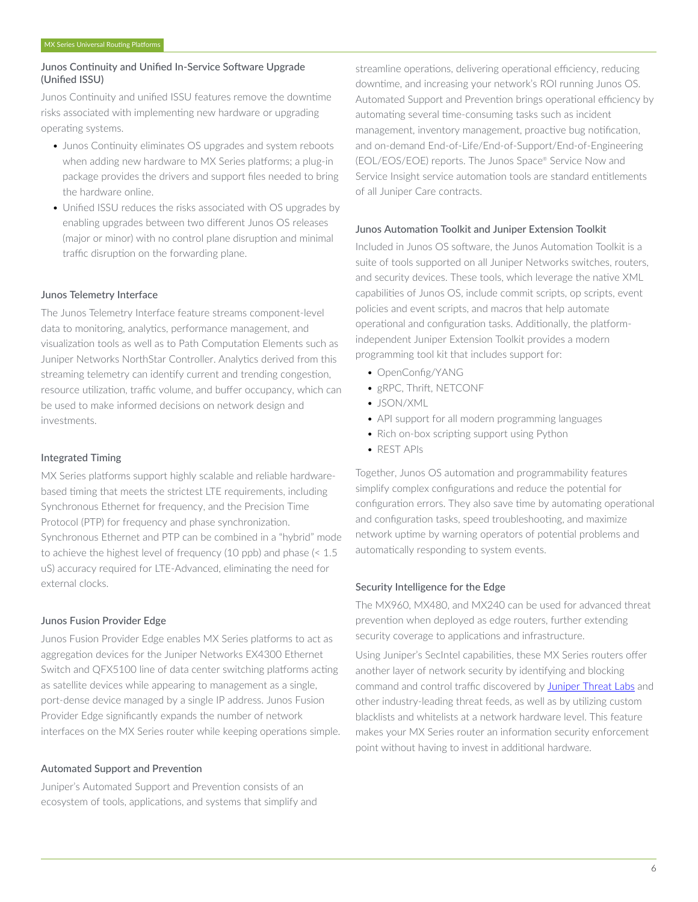### Junos Continuity and Unified In-Service Software Upgrade (Unified ISSU)

Junos Continuity and unified ISSU features remove the downtime risks associated with implementing new hardware or upgrading operating systems.

- Junos Continuity eliminates OS upgrades and system reboots when adding new hardware to MX Series platforms; a plug-in package provides the drivers and support files needed to bring the hardware online.
- Unified ISSU reduces the risks associated with OS upgrades by enabling upgrades between two different Junos OS releases (major or minor) with no control plane disruption and minimal traffic disruption on the forwarding plane.

### Junos Telemetry Interface

The Junos Telemetry Interface feature streams component-level data to monitoring, analytics, performance management, and visualization tools as well as to Path Computation Elements such as Juniper Networks NorthStar Controller. Analytics derived from this streaming telemetry can identify current and trending congestion, resource utilization, traffic volume, and buffer occupancy, which can be used to make informed decisions on network design and investments.

### Integrated Timing

MX Series platforms support highly scalable and reliable hardware-based timing that meets the strictest LTE requirements, including Synchronous Ethernet for frequency, and the Precision Time Protocol (PTP) for frequency and phase synchronization. Synchronous Ethernet and PTP can be combined in a "hybrid" mode to achieve the highest level of frequency (10 ppb) and phase (< 1.5 uS) accuracy required for LTE-Advanced, eliminating the need for external clocks.

### Junos Fusion Provider Edge

Junos Fusion Provider Edge enables MX Series platforms to act as aggregation devices for the Juniper Networks EX4300 Ethernet Switch and QFX5100 line of data center switching platforms acting as satellite devices while appearing to management as a single, port-dense device managed by a single IP address. Junos Fusion Provider Edge significantly expands the number of network interfaces on the MX Series router while keeping operations simple.

### Automated Support and Prevention

Juniper's Automated Support and Prevention consists of an ecosystem of tools, applications, and systems that simplify and streamline operations, delivering operational efficiency, reducing downtime, and increasing your network's ROI running Junos OS. Automated Support and Prevention brings operational efficiency by automating several time-consuming tasks such as incident management, inventory management, proactive bug notification, and on-demand End-of-Life/End-of-Support/End-of-Engineering (EOL/EOS/EOE) reports. The Junos Space® Service Now and Service Insight service automation tools are standard entitlements of all Juniper Care contracts.

### Junos Automation Toolkit and Juniper Extension Toolkit

Included in Junos OS software, the Junos Automation Toolkit is a suite of tools supported on all Juniper Networks switches, routers, and security devices. These tools, which leverage the native XML capabilities of Junos OS, include commit scripts, op scripts, event policies and event scripts, and macros that help automate operational and configuration tasks. Additionally, the platform-independent Juniper Extension Toolkit provides a modern programming tool kit that includes support for:

- OpenConfig/YANG
- gRPC, Thrift, NETCONF
- JSON/XML
- API support for all modern programming languages
- Rich on-box scripting support using Python
- REST APIs

Together, Junos OS automation and programmability features simplify complex configurations and reduce the potential for configuration errors. They also save time by automating operational and configuration tasks, speed troubleshooting, and maximize network uptime by warning operators of potential problems and automatically responding to system events.

### Security Intelligence for the Edge

The MX960, MX480, and MX240 can be used for advanced threat prevention when deployed as edge routers, further extending security coverage to applications and infrastructure.

Using Juniper's SecIntel capabilities, these MX Series routers offer another layer of network security by identifying and blocking command and control traffic discovered by Juniper Threat Labs and other industry-leading threat feeds, as well as by utilizing custom blacklists and whitelists at a network hardware level. This feature makes your MX Series router an information security enforcement point without having to invest in additional hardware.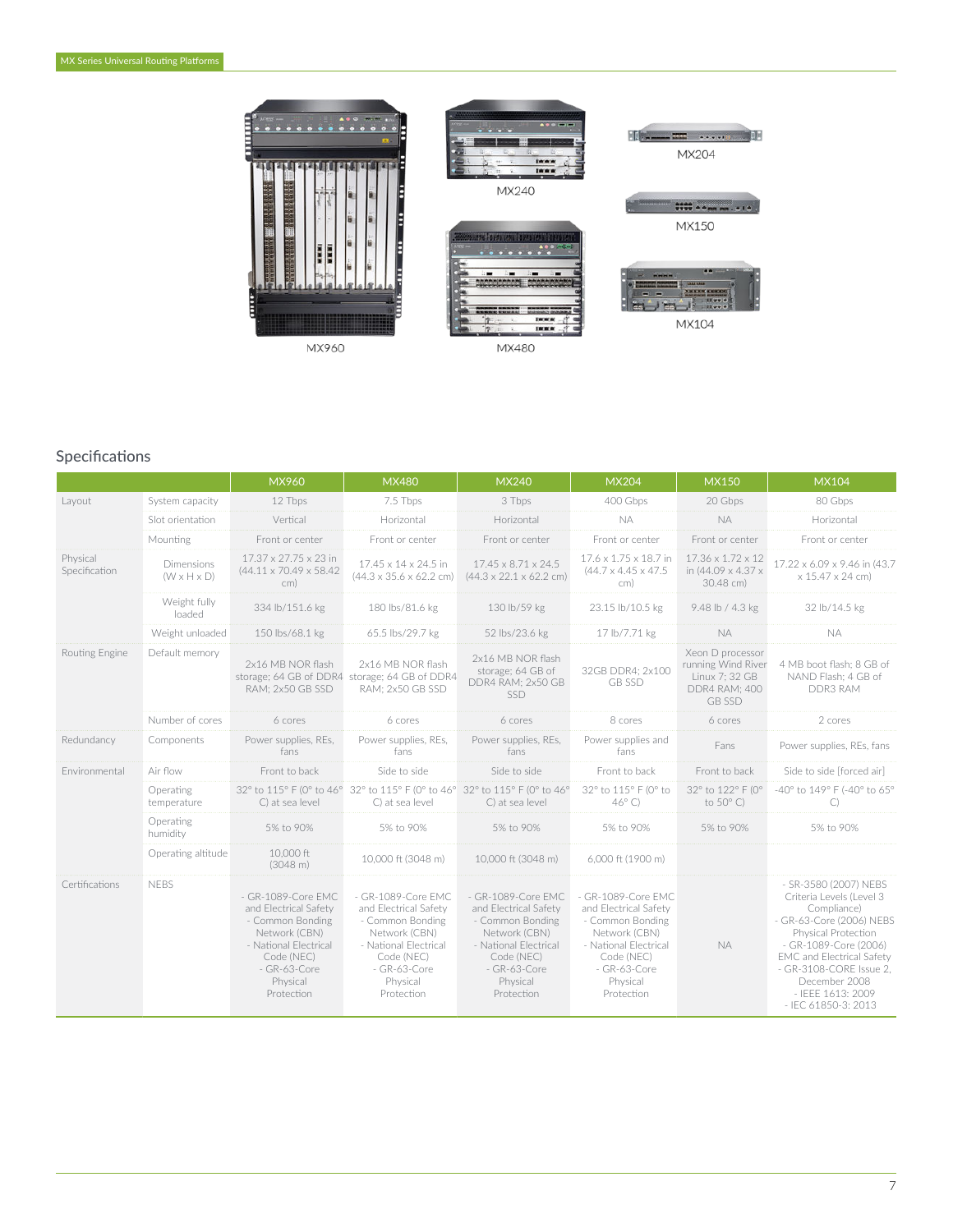MX960

MX480

MX240

MX204

MX150

MX104

## Specifications

| | | MX960 | MX480 | MX240 | MX204 | MX150 | MX104 |
|---|---|---|---|---|---|---|---|
| Layout | System capacity | 12 Tbps | 7.5 Tbps | 3 Tbps | 400 Gbps | 20 Gbps | 80 Gbps |
| | Slot orientation | Vertical | Horizontal | Horizontal | NA | NA | Horizontal |
| | Mounting | Front or center | Front or center | Front or center | Front or center | Front or center | Front or center |
| Physical Specification | Dimensions (W x H x D) | 17.37 x 27.75 x 23 in (44.11 x 70.49 x 58.42 cm) | 17.45 x 14 x 24.5 in (44.3 x 35.6 x 62.2 cm) | 17.45 x 8.71 x 24.5 (44.3 x 22.1 x 62.2 cm) | 17.6 x 1.75 x 18.7 in (44.7 x 4.45 x 47.5 cm) | 17.36 x 1.72 x 12 in (44.09 x 4.37 x 30.48 cm) | 17.22 x 6.09 x 9.46 in (43.7 x 15.47 x 24 cm) |
| | Weight fully loaded | 334 lb/151.6 kg | 180 lbs/81.6 kg | 130 lb/59 kg | 23.15 lb/10.5 kg | 9.48 lb / 4.3 kg | 32 lb/14.5 kg |
| | Weight unloaded | 150 lbs/68.1 kg | 65.5 lbs/29.7 kg | 52 lbs/23.6 kg | 17 lb/7.71 kg | NA | NA |
| Routing Engine | Default memory | 2x16 MB NOR flash storage; 64 GB of DDR4 RAM; 2x50 GB SSD | 2x16 MB NOR flash storage; 64 GB of DDR4 RAM; 2x50 GB SSD | 2x16 MB NOR flash storage; 64 GB of DDR4 RAM; 2x50 GB SSD | 32GB DDR4; 2x100 GB SSD | Xeon D processor running Wind River Linux 7; 32 GB DDR4 RAM; 400 GB SSD | 4 MB boot flash; 8 GB of NAND Flash; 4 GB of DDR3 RAM |
| | Number of cores | 6 cores | 6 cores | 6 cores | 8 cores | 6 cores | 2 cores |
| Redundancy | Components | Power supplies, REs, fans | Power supplies, REs, fans | Power supplies, REs, fans | Power supplies and fans | Fans | Power supplies, REs, fans |
| Environmental | Air flow | Front to back | Side to side | Side to side | Front to back | Front to back | Side to side [forced air] |
| | Operating temperature | 32° to 115° F (0° to 46° C) at sea level | 32° to 115° F (0° to 46° C) at sea level | 32° to 115° F (0° to 46° C) at sea level | 32° to 115° F (0° to 46° C) | 32° to 122° F (0° to 50° C) | -40° to 149° F (-40° to 65° C) |
| | Operating humidity | 5% to 90% | 5% to 90% | 5% to 90% | 5% to 90% | 5% to 90% | 5% to 90% |
| | Operating altitude | 10,000 ft (3048 m) | 10,000 ft (3048 m) | 10,000 ft (3048 m) | 6,000 ft (1900 m) | | |
| Certifications | NEBS | - GR-1089-Core EMC and Electrical Safety<br>- Common Bonding Network (CBN)<br>- National Electrical Code (NEC)<br>- GR-63-Core Physical Protection | - GR-1089-Core EMC and Electrical Safety<br>- Common Bonding Network (CBN)<br>- National Electrical Code (NEC)<br>- GR-63-Core Physical Protection | - GR-1089-Core EMC and Electrical Safety<br>- Common Bonding Network (CBN)<br>- National Electrical Code (NEC)<br>- GR-63-Core Physical Protection | - GR-1089-Core EMC and Electrical Safety<br>- Common Bonding Network (CBN)<br>- National Electrical Code (NEC)<br>- GR-63-Core Physical Protection | NA | - SR-3580 (2007) NEBS Criteria Levels (Level 3 Compliance)<br>- GR-63-Core (2006) NEBS Physical Protection<br>- GR-1089-Core (2006) EMC and Electrical Safety<br>- GR-3108-CORE Issue 2, December 2008<br>- IEEE 1613: 2009<br>- IEC 61850-3: 2013 |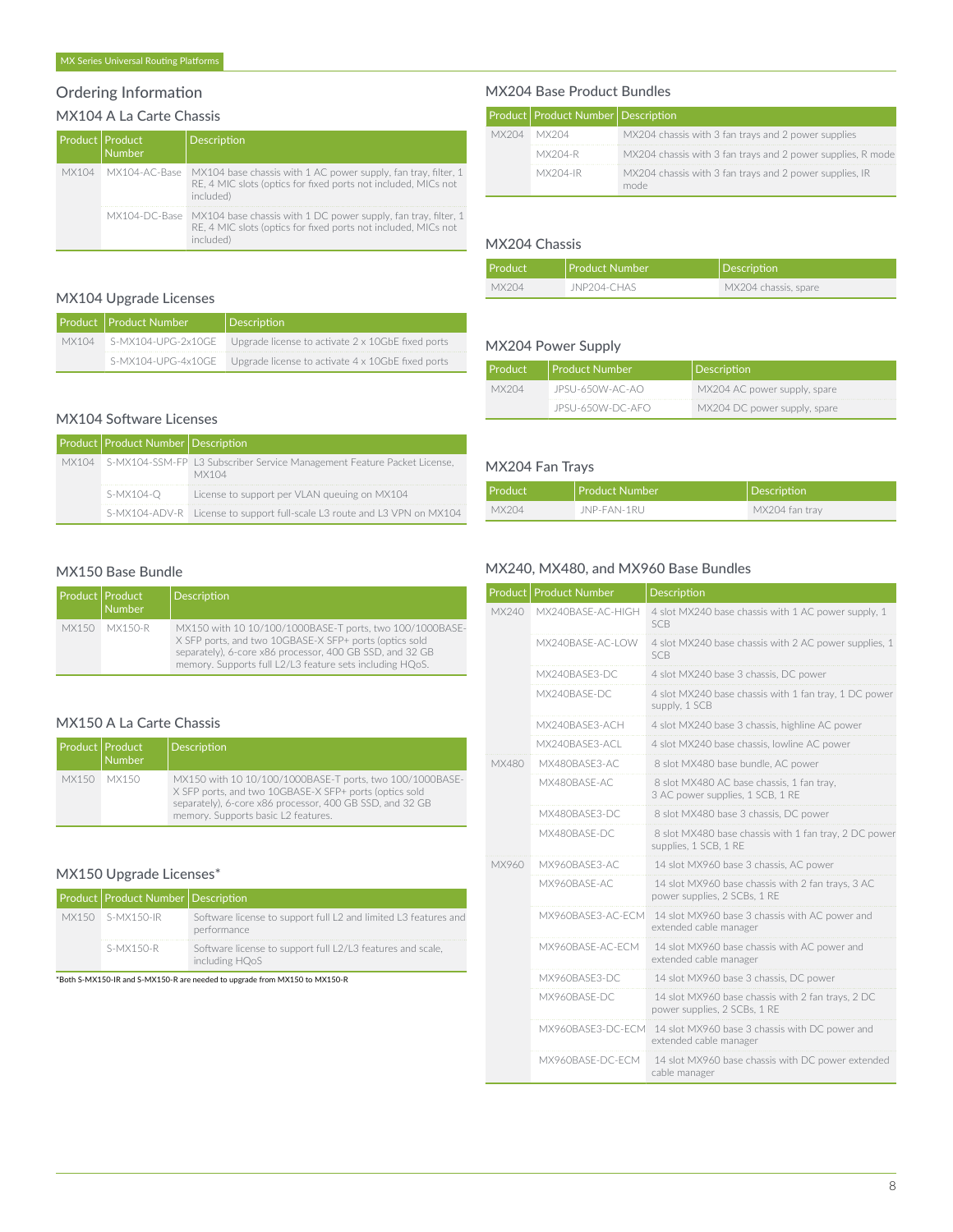## Ordering Information

### MX104 A La Carte Chassis

| Product | Product Number | Description |
|---|---|---|
| MX104 | MX104-AC-Base | MX104 base chassis with 1 AC power supply, fan tray, filter, 1 RE, 4 MIC slots (optics for fixed ports not included, MICs not included) |
| | MX104-DC-Base | MX104 base chassis with 1 DC power supply, fan tray, filter, 1 RE, 4 MIC slots (optics for fixed ports not included, MICs not included) |

### MX104 Upgrade Licenses

| Product | Product Number | Description |
|---|---|---|
| MX104 | S-MX104-UPG-2x10GE | Upgrade license to activate 2 x 10GbE fixed ports |
| | S-MX104-UPG-4x10GE | Upgrade license to activate 4 x 10GbE fixed ports |

### MX104 Software Licenses

| Product | Product Number | Description |
|---|---|---|
| MX104 | S-MX104-SSM-FP | L3 Subscriber Service Management Feature Packet License, MX104 |
| | S-MX104-Q | License to support per VLAN queuing on MX104 |
| | S-MX104-ADV-R | License to support full-scale L3 route and L3 VPN on MX104 |

### MX150 Base Bundle

| Product | Product Number | Description |
|---|---|---|
| MX150 | MX150-R | MX150 with 10 10/100/1000BASE-T ports, two 100/1000BASE-X SFP ports, and two 10GBASE-X SFP+ ports (optics sold separately), 6-core x86 processor, 400 GB SSD, and 32 GB memory. Supports full L2/L3 feature sets including HQoS. |

### MX150 A La Carte Chassis

| Product | Product Number | Description |
|---|---|---|
| MX150 | MX150 | MX150 with 10 10/100/1000BASE-T ports, two 100/1000BASE-X SFP ports, and two 10GBASE-X SFP+ ports (optics sold separately), 6-core x86 processor, 400 GB SSD, and 32 GB memory. Supports basic L2 features. |

### MX150 Upgrade Licenses*

| Product | Product Number | Description |
|---|---|---|
| MX150 | S-MX150-IR | Software license to support full L2 and limited L3 features and performance |
| | S-MX150-R | Software license to support full L2/L3 features and scale, including HQoS |

*Both S-MX150-IR and S-MX150-R are needed to upgrade from MX150 to MX150-R

### MX204 Base Product Bundles

| Product | Product Number | Description |
|---|---|---|
| MX204 | MX204 | MX204 chassis with 3 fan trays and 2 power supplies |
| | MX204-R | MX204 chassis with 3 fan trays and 2 power supplies, R mode |
| | MX204-IR | MX204 chassis with 3 fan trays and 2 power supplies, IR mode |

### MX204 Chassis

| Product | Product Number | Description |
|---|---|---|
| MX204 | JNP204-CHAS | MX204 chassis, spare |

### MX204 Power Supply

| Product | Product Number | Description |
|---|---|---|
| MX204 | JPSU-650W-AC-AO | MX204 AC power supply, spare |
| | JPSU-650W-DC-AFO | MX204 DC power supply, spare |

### MX204 Fan Trays

| Product | Product Number | Description |
|---|---|---|
| MX204 | JNP-FAN-1RU | MX204 fan tray |

### MX240, MX480, and MX960 Base Bundles

| Product | Product Number | Description |
|---|---|---|
| MX240 | MX240BASE-AC-HIGH | 4 slot MX240 base chassis with 1 AC power supply, 1 SCB |
| | MX240BASE-AC-LOW | 4 slot MX240 base chassis with 2 AC power supplies, 1 SCB |
| | MX240BASE3-DC | 4 slot MX240 base 3 chassis, DC power |
| | MX240BASE-DC | 4 slot MX240 base chassis with 1 fan tray, 1 DC power supply, 1 SCB |
| | MX240BASE3-ACH | 4 slot MX240 base 3 chassis, highline AC power |
| | MX240BASE3-ACL | 4 slot MX240 base chassis, lowline AC power |
| MX480 | MX480BASE3-AC | 8 slot MX480 base bundle, AC power |
| | MX480BASE-AC | 8 slot MX480 AC base chassis, 1 fan tray, 3 AC power supplies, 1 SCB, 1 RE |
| | MX480BASE3-DC | 8 slot MX480 base 3 chassis, DC power |
| | MX480BASE-DC | 8 slot MX480 base chassis with 1 fan tray, 2 DC power supplies, 1 SCB, 1 RE |
| MX960 | MX960BASE3-AC | 14 slot MX960 base 3 chassis, AC power |
| | MX960BASE-AC | 14 slot MX960 base chassis with 2 fan trays, 3 AC power supplies, 2 SCBs, 1 RE |
| | MX960BASE3-AC-ECM | 14 slot MX960 base 3 chassis with AC power and extended cable manager |
| | MX960BASE-AC-ECM | 14 slot MX960 base chassis with AC power and extended cable manager |
| | MX960BASE3-DC | 14 slot MX960 base 3 chassis, DC power |
| | MX960BASE-DC | 14 slot MX960 base chassis with 2 fan trays, 2 DC power supplies, 2 SCBs, 1 RE |
| | MX960BASE3-DC-ECM | 14 slot MX960 base 3 chassis with DC power and extended cable manager |
| | MX960BASE-DC-ECM | 14 slot MX960 base chassis with DC power extended cable manager |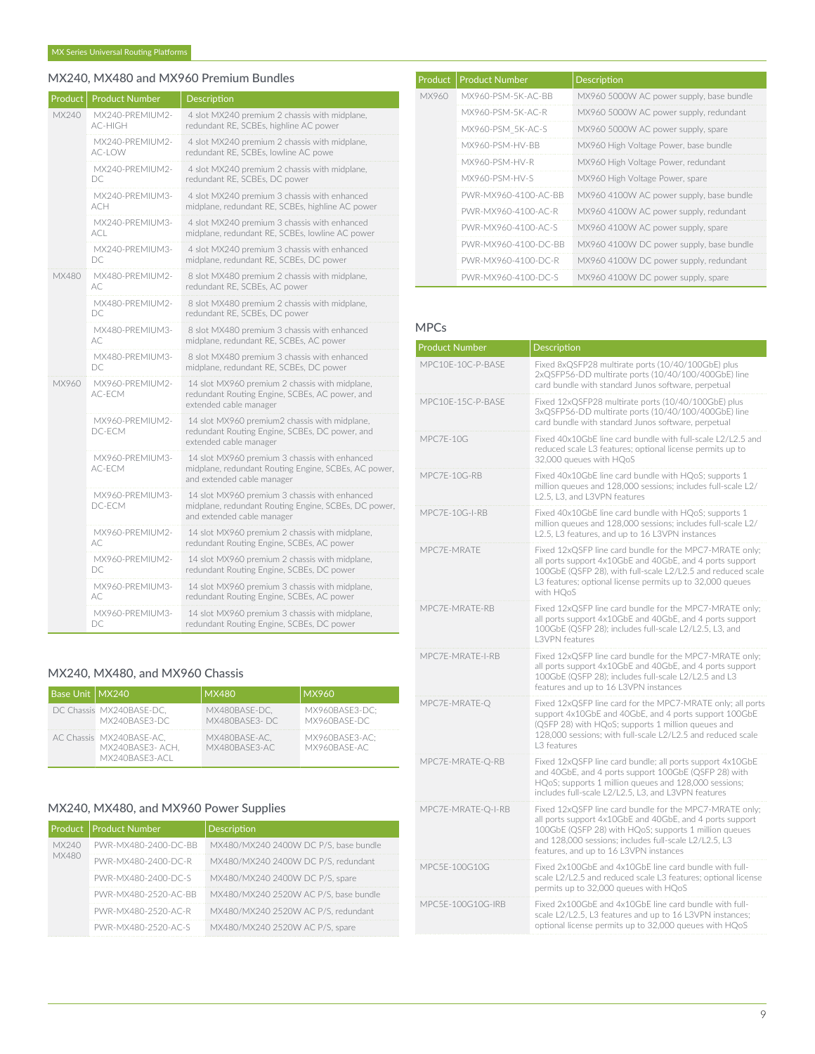## MX240, MX480 and MX960 Premium Bundles

| Product | Product Number | Description |
|---|---|---|
| MX240 | MX240-PREMIUM2-AC-HIGH | 4 slot MX240 premium 2 chassis with midplane, redundant RE, SCBEs, highline AC power |
| | MX240-PREMIUM2-AC-LOW | 4 slot MX240 premium 2 chassis with midplane, redundant RE, SCBEs, lowline AC powe |
| | MX240-PREMIUM2-DC | 4 slot MX240 premium 2 chassis with midplane, redundant RE, SCBEs, DC power |
| | MX240-PREMIUM3-ACH | 4 slot MX240 premium 3 chassis with enhanced midplane, redundant RE, SCBEs, highline AC power |
| | MX240-PREMIUM3-ACL | 4 slot MX240 premium 3 chassis with enhanced midplane, redundant RE, SCBEs, lowline AC power |
| | MX240-PREMIUM3-DC | 4 slot MX240 premium 3 chassis with enhanced midplane, redundant RE, SCBEs, DC power |
| MX480 | MX480-PREMIUM2-AC | 8 slot MX480 premium 2 chassis with midplane, redundant RE, SCBEs, AC power |
| | MX480-PREMIUM2-DC | 8 slot MX480 premium 2 chassis with midplane, redundant RE, SCBEs, DC power |
| | MX480-PREMIUM3-AC | 8 slot MX480 premium 3 chassis with enhanced midplane, redundant RE, SCBEs, AC power |
| | MX480-PREMIUM3-DC | 8 slot MX480 premium 3 chassis with enhanced midplane, redundant RE, SCBEs, DC power |
| MX960 | MX960-PREMIUM2-AC-ECM | 14 slot MX960 premium 2 chassis with midplane, redundant Routing Engine, SCBEs, AC power, and extended cable manager |
| | MX960-PREMIUM2-DC-ECM | 14 slot MX960 premium2 chassis with midplane, redundant Routing Engine, SCBEs, DC power, and extended cable manager |
| | MX960-PREMIUM3-AC-ECM | 14 slot MX960 premium 3 chassis with enhanced midplane, redundant Routing Engine, SCBEs, AC power, and extended cable manager |
| | MX960-PREMIUM3-DC-ECM | 14 slot MX960 premium 3 chassis with enhanced midplane, redundant Routing Engine, SCBEs, DC power, and extended cable manager |
| | MX960-PREMIUM2-AC | 14 slot MX960 premium 2 chassis with midplane, redundant Routing Engine, SCBEs, AC power |
| | MX960-PREMIUM2-DC | 14 slot MX960 premium 2 chassis with midplane, redundant Routing Engine, SCBEs, DC power |
| | MX960-PREMIUM3-AC | 14 slot MX960 premium 3 chassis with midplane, redundant Routing Engine, SCBEs, AC power |
| | MX960-PREMIUM3-DC | 14 slot MX960 premium 3 chassis with midplane, redundant Routing Engine, SCBEs, DC power |

## MX240, MX480, and MX960 Chassis

| Base Unit | MX240 | MX480 | MX960 |
|---|---|---|---|
| DC Chassis | MX240BASE-DC, MX240BASE3-DC | MX480BASE-DC, MX480BASE3- DC | MX960BASE3-DC; MX960BASE-DC |
| AC Chassis | MX240BASE-AC, MX240BASE3- ACH, MX240BASE3-ACL | MX480BASE-AC, MX480BASE3-AC | MX960BASE3-AC; MX960BASE-AC |

## MX240, MX480, and MX960 Power Supplies

| Product | Product Number | Description |
|---|---|---|
| MX240 MX480 | PWR-MX480-2400-DC-BB | MX480/MX240 2400W DC P/S, base bundle |
| | PWR-MX480-2400-DC-R | MX480/MX240 2400W DC P/S, redundant |
| | PWR-MX480-2400-DC-S | MX480/MX240 2400W DC P/S, spare |
| | PWR-MX480-2520-AC-BB | MX480/MX240 2520W AC P/S, base bundle |
| | PWR-MX480-2520-AC-R | MX480/MX240 2520W AC P/S, redundant |
| | PWR-MX480-2520-AC-S | MX480/MX240 2520W AC P/S, spare |
| MX960 | MX960-PSM-5K-AC-BB | MX960 5000W AC power supply, base bundle |
| | MX960-PSM-5K-AC-R | MX960 5000W AC power supply, redundant |
| | MX960-PSM_5K-AC-S | MX960 5000W AC power supply, spare |
| | MX960-PSM-HV-BB | MX960 High Voltage Power, base bundle |
| | MX960-PSM-HV-R | MX960 High Voltage Power, redundant |
| | MX960-PSM-HV-S | MX960 High Voltage Power, spare |
| | PWR-MX960-4100-AC-BB | MX960 4100W AC power supply, base bundle |
| | PWR-MX960-4100-AC-R | MX960 4100W AC power supply, redundant |
| | PWR-MX960-4100-AC-S | MX960 4100W AC power supply, spare |
| | PWR-MX960-4100-DC-BB | MX960 4100W DC power supply, base bundle |
| | PWR-MX960-4100-DC-R | MX960 4100W DC power supply, redundant |
| | PWR-MX960-4100-DC-S | MX960 4100W DC power supply, spare |

## MPCs

| Product Number | Description |
|---|---|
| MPC10E-10C-P-BASE | Fixed 8xQSFP28 multirate ports (10/40/100GbE) plus 2xQSFP56-DD multirate ports (10/40/100/400GbE) line card bundle with standard Junos software, perpetual |
| MPC10E-15C-P-BASE | Fixed 12xQSFP28 multirate ports (10/40/100GbE) plus 3xQSFP56-DD multirate ports (10/40/100/400GbE) line card bundle with standard Junos software, perpetual |
| MPC7E-10G | Fixed 40x10GbE line card bundle with full-scale L2/L2.5 and reduced scale L3 features; optional license permits up to 32,000 queues with HQoS |
| MPC7E-10G-RB | Fixed 40x10GbE line card bundle with HQoS; supports 1 million queues and 128,000 sessions; includes full-scale L2/ L2.5, L3, and L3VPN features |
| MPC7E-10G-I-RB | Fixed 40x10GbE line card bundle with HQoS; supports 1 million queues and 128,000 sessions; includes full-scale L2/ L2.5, L3 features, and up to 16 L3VPN instances |
| MPC7E-MRATE | Fixed 12xQSFP line card bundle for the MPC7-MRATE only; all ports support 4x10GbE and 40GbE, and 4 ports support 100GbE (QSFP 28), with full-scale L2/L2.5 and reduced scale L3 features; optional license permits up to 32,000 queues with HQoS |
| MPC7E-MRATE-RB | Fixed 12xQSFP line card bundle for the MPC7-MRATE only; all ports support 4x10GbE and 40GbE, and 4 ports support 100GbE (QSFP 28); includes full-scale L2/L2.5, L3, and L3VPN features |
| MPC7E-MRATE-I-RB | Fixed 12xQSFP line card bundle for the MPC7-MRATE only; all ports support 4x10GbE and 40GbE, and 4 ports support 100GbE (QSFP 28); includes full-scale L2/L2.5 and L3 features and up to 16 L3VPN instances |
| MPC7E-MRATE-Q | Fixed 12xQSFP line card for the MPC7-MRATE only; all ports support 4x10GbE and 40GbE, and 4 ports support 100GbE (QSFP 28) with HQoS; supports 1 million queues and 128,000 sessions; with full-scale L2/L2.5 and reduced scale L3 features |
| MPC7E-MRATE-Q-RB | Fixed 12xQSFP line card bundle; all ports support 4x10GbE and 40GbE, and 4 ports support 100GbE (QSFP 28) with HQoS; supports 1 million queues and 128,000 sessions; includes full-scale L2/L2.5, L3, and L3VPN features |
| MPC7E-MRATE-Q-I-RB | Fixed 12xQSFP line card bundle for the MPC7-MRATE only; all ports support 4x10GbE and 40GbE, and 4 ports support 100GbE (QSFP 28) with HQoS; supports 1 million queues and 128,000 sessions; includes full-scale L2/L2.5, L3 features, and up to 16 L3VPN instances |
| MPC5E-100G10G | Fixed 2x100GbE and 4x10GbE line card bundle with full-scale L2/L2.5 and reduced scale L3 features; optional license permits up to 32,000 queues with HQoS |
| MPC5E-100G10G-IRB | Fixed 2x100GbE and 4x10GbE line card bundle with full-scale L2/L2.5, L3 features and up to 16 L3VPN instances; optional license permits up to 32,000 queues with HQoS |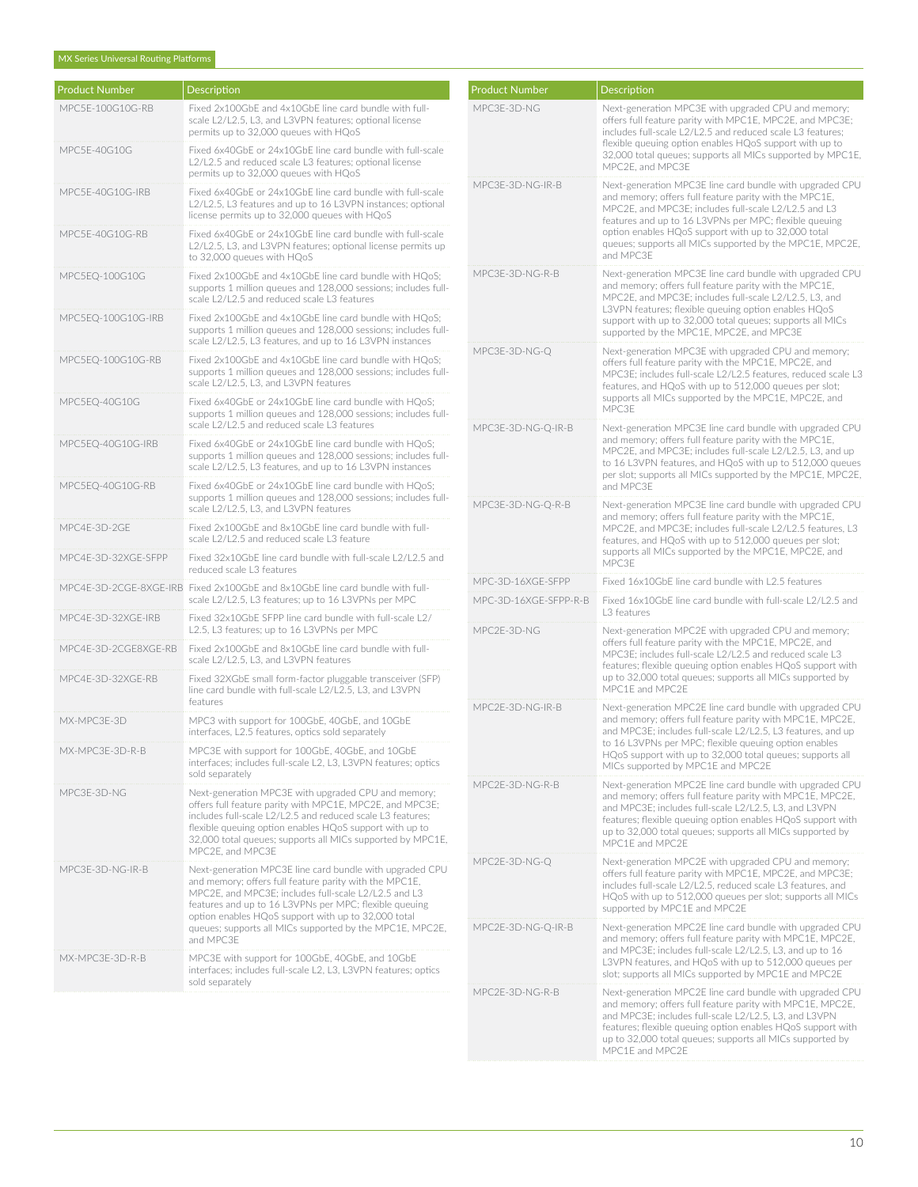| Product Number | Description |
|---|---|
| MPC5E-100G10G-RB | Fixed 2x100GbE and 4x10GbE line card bundle with full-scale L2/L2.5, L3, and L3VPN features; optional license permits up to 32,000 queues with HQoS |
| MPC5E-40G10G | Fixed 6x40GbE or 24x10GbE line card bundle with full-scale L2/L2.5 and reduced scale L3 features; optional license permits up to 32,000 queues with HQoS |
| MPC5E-40G10G-IRB | Fixed 6x40GbE or 24x10GbE line card bundle with full-scale L2/L2.5, L3 features and up to 16 L3VPN instances; optional license permits up to 32,000 queues with HQoS |
| MPC5E-40G10G-RB | Fixed 6x40GbE or 24x10GbE line card bundle with full-scale L2/L2.5, L3, and L3VPN features; optional license permits up to 32,000 queues with HQoS |
| MPC5EQ-100G10G | Fixed 2x100GbE and 4x10GbE line card bundle with HQoS; supports 1 million queues and 128,000 sessions; includes full-scale L2/L2.5 and reduced scale L3 features |
| MPC5EQ-100G10G-IRB | Fixed 2x100GbE and 4x10GbE line card bundle with HQoS; supports 1 million queues and 128,000 sessions; includes full-scale L2/L2.5, L3 features, and up to 16 L3VPN instances |
| MPC5EQ-100G10G-RB | Fixed 2x100GbE and 4x10GbE line card bundle with HQoS; supports 1 million queues and 128,000 sessions; includes full-scale L2/L2.5, L3, and L3VPN features |
| MPC5EQ-40G10G | Fixed 6x40GbE or 24x10GbE line card bundle with HQoS; supports 1 million queues and 128,000 sessions; includes full-scale L2/L2.5 and reduced scale L3 features |
| MPC5EQ-40G10G-IRB | Fixed 6x40GbE or 24x10GbE line card bundle with HQoS; supports 1 million queues and 128,000 sessions; includes full-scale L2/L2.5, L3 features, and up to 16 L3VPN instances |
| MPC5EQ-40G10G-RB | Fixed 6x40GbE or 24x10GbE line card bundle with HQoS; supports 1 million queues and 128,000 sessions; includes full-scale L2/L2.5, L3, and L3VPN features |
| MPC4E-3D-2GE | Fixed 2x100GbE and 8x10GbE line card bundle with full-scale L2/L2.5 and reduced scale L3 feature |
| MPC4E-3D-32XGE-SFPP | Fixed 32x10GbE line card bundle with full-scale L2/L2.5 and reduced scale L3 features |
| MPC4E-3D-2CGE-8XGE-IRB | Fixed 2x100GbE and 8x10GbE line card bundle with full-scale L2/L2.5, L3 features; up to 16 L3VPNs per MPC |
| MPC4E-3D-32XGE-IRB | Fixed 32x10GbE SFPP line card bundle with full-scale L2/L2.5, L3 features; up to 16 L3VPNs per MPC |
| MPC4E-3D-2CGE8XGE-RB | Fixed 2x100GbE and 8x10GbE line card bundle with full-scale L2/L2.5, L3, and L3VPN features |
| MPC4E-3D-32XGE-RB | Fixed 32XGbE small form-factor pluggable transceiver (SFP) line card bundle with full-scale L2/L2.5, L3, and L3VPN features |
| MX-MPC3E-3D | MPC3 with support for 100GbE, 40GbE, and 10GbE interfaces, L2.5 features, optics sold separately |
| MX-MPC3E-3D-R-B | MPC3E with support for 100GbE, 40GbE, and 10GbE interfaces; includes full-scale L2, L3, L3VPN features; optics sold separately |
| MPC3E-3D-NG | Next-generation MPC3E with upgraded CPU and memory; offers full feature parity with MPC1E, MPC2E, and MPC3E; includes full-scale L2/L2.5 and reduced scale L3 features; flexible queuing option enables HQoS support with up to 32,000 total queues; supports all MICs supported by MPC1E, MPC2E, and MPC3E |
| MPC3E-3D-NG-IR-B | Next-generation MPC3E line card bundle with upgraded CPU and memory; offers full feature parity with the MPC1E, MPC2E, and MPC3E; includes full-scale L2/L2.5 and L3 features and up to 16 L3VPNs per MPC; flexible queuing option enables HQoS support with up to 32,000 total queues; supports all MICs supported by the MPC1E, MPC2E, and MPC3E |
| MX-MPC3E-3D-R-B | MPC3E with support for 100GbE, 40GbE, and 10GbE interfaces; includes full-scale L2, L3, L3VPN features; optics sold separately |
| MPC3E-3D-NG | Next-generation MPC3E with upgraded CPU and memory; offers full feature parity with MPC1E, MPC2E, and MPC3E; includes full-scale L2/L2.5 and reduced scale L3 features; flexible queuing option enables HQoS support with up to 32,000 total queues; supports all MICs supported by MPC1E, MPC2E, and MPC3E |
| MPC3E-3D-NG-IR-B | Next-generation MPC3E line card bundle with upgraded CPU and memory; offers full feature parity with the MPC1E, MPC2E, and MPC3E; includes full-scale L2/L2.5 and L3 features and up to 16 L3VPNs per MPC; flexible queuing option enables HQoS support with up to 32,000 total queues; supports all MICs supported by the MPC1E, MPC2E, and MPC3E |
| MPC3E-3D-NG-R-B | Next-generation MPC3E line card bundle with upgraded CPU and memory; offers full feature parity with the MPC1E, MPC2E, and MPC3E; includes full-scale L2/L2.5, L3, and L3VPN features; flexible queuing option enables HQoS support with up to 32,000 total queues; supports all MICs supported by the MPC1E, MPC2E, and MPC3E |
| MPC3E-3D-NG-Q | Next-generation MPC3E with upgraded CPU and memory; offers full feature parity with the MPC1E, MPC2E, and MPC3E; includes full-scale L2/L2.5 features, reduced scale L3 features, and HQoS with up to 512,000 queues per slot; supports all MICs supported by the MPC1E, MPC2E, and MPC3E |
| MPC3E-3D-NG-Q-IR-B | Next-generation MPC3E line card bundle with upgraded CPU and memory; offers full feature parity with the MPC1E, MPC2E, and MPC3E; includes full-scale L2/L2.5, L3, and up to 16 L3VPN features, and HQoS with up to 512,000 queues per slot; supports all MICs supported by the MPC1E, MPC2E, and MPC3E |
| MPC3E-3D-NG-Q-R-B | Next-generation MPC3E line card bundle with upgraded CPU and memory; offers full feature parity with the MPC1E, MPC2E, and MPC3E; includes full-scale L2/L2.5 features, L3 features, and HQoS with up to 512,000 queues per slot; supports all MICs supported by the MPC1E, MPC2E, and MPC3E |
| MPC-3D-16XGE-SFPP | Fixed 16x10GbE line card bundle with L2.5 features |
| MPC-3D-16XGE-SFPP-R-B | Fixed 16x10GbE line card bundle with full-scale L2/L2.5 and L3 features |
| MPC2E-3D-NG | Next-generation MPC2E with upgraded CPU and memory; offers full feature parity with the MPC1E, MPC2E, and MPC3E; includes full-scale L2/L2.5 and reduced scale L3 features; flexible queuing option enables HQoS support with up to 32,000 total queues; supports all MICs supported by MPC1E and MPC2E |
| MPC2E-3D-NG-IR-B | Next-generation MPC2E line card bundle with upgraded CPU and memory; offers full feature parity with MPC1E, MPC2E, and MPC3E; includes full-scale L2/L2.5, L3 features, and up to 16 L3VPNs per MPC; flexible queuing option enables HQoS support with up to 32,000 total queues; supports all MICs supported by MPC1E and MPC2E |
| MPC2E-3D-NG-R-B | Next-generation MPC2E line card bundle with upgraded CPU and memory; offers full feature parity with MPC1E, MPC2E, and MPC3E; includes full-scale L2/L2.5, L3, and L3VPN features; flexible queuing option enables HQoS support with up to 32,000 total queues; supports all MICs supported by MPC1E and MPC2E |
| MPC2E-3D-NG-Q | Next-generation MPC2E with upgraded CPU and memory; offers full feature parity with MPC1E, MPC2E, and MPC3E; includes full-scale L2/L2.5, reduced scale L3 features, and HQoS with up to 512,000 queues per slot; supports all MICs supported by MPC1E and MPC2E |
| MPC2E-3D-NG-Q-IR-B | Next-generation MPC2E line card bundle with upgraded CPU and memory; offers full feature parity with MPC1E, MPC2E, and MPC3E; includes full-scale L2/L2.5, L3, and up to 16 L3VPN features, and HQoS with up to 512,000 queues per slot; supports all MICs supported by MPC1E and MPC2E |
| MPC2E-3D-NG-R-B | Next-generation MPC2E line card bundle with upgraded CPU and memory; offers full feature parity with MPC1E, MPC2E, and MPC3E; includes full-scale L2/L2.5, L3, and L3VPN features; flexible queuing option enables HQoS support with up to 32,000 total queues; supports all MICs supported by MPC1E and MPC2E |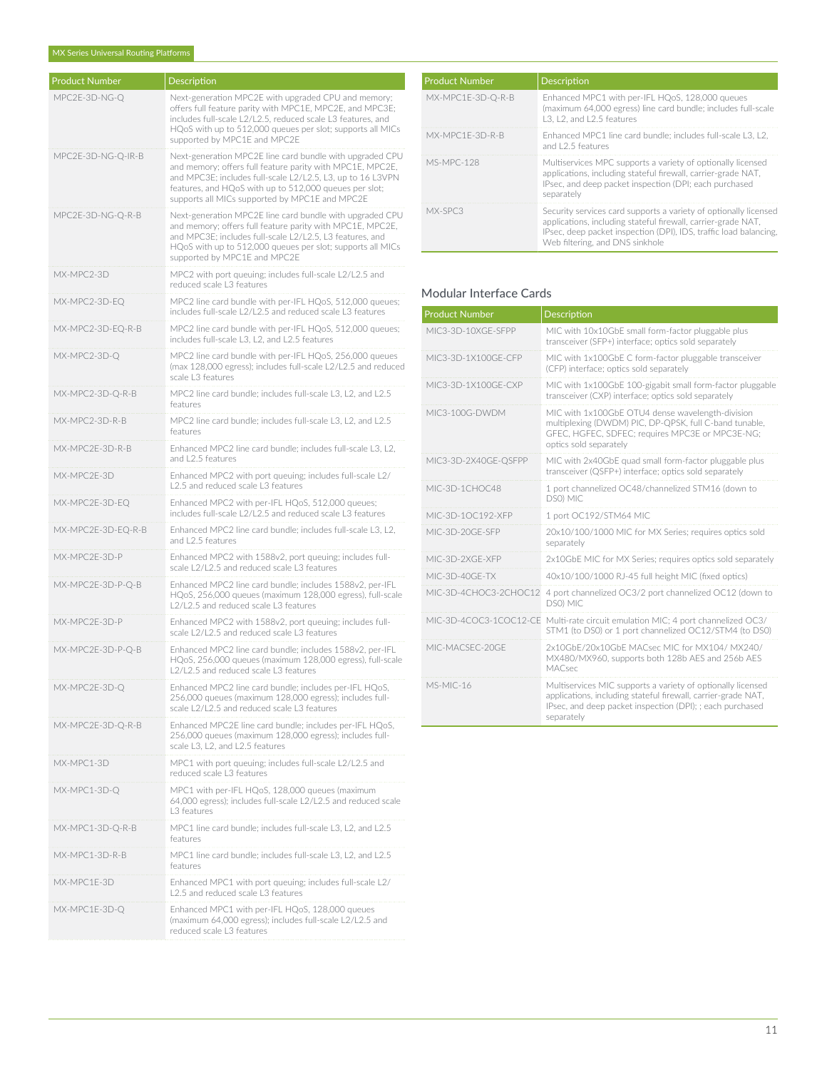| Product Number | Description |
|---|---|
| MPC2E-3D-NG-Q | Next-generation MPC2E with upgraded CPU and memory; offers full feature parity with MPC1E, MPC2E, and MPC3E; includes full-scale L2/L2.5, reduced scale L3 features, and HQoS with up to 512,000 queues per slot; supports all MICs supported by MPC1E and MPC2E |
| MPC2E-3D-NG-Q-IR-B | Next-generation MPC2E line card bundle with upgraded CPU and memory; offers full feature parity with MPC1E, MPC2E, and MPC3E; includes full-scale L2/L2.5, L3, up to 16 L3VPN features, and HQoS with up to 512,000 queues per slot; supports all MICs supported by MPC1E and MPC2E |
| MPC2E-3D-NG-Q-R-B | Next-generation MPC2E line card bundle with upgraded CPU and memory; offers full feature parity with MPC1E, MPC2E, and MPC3E; includes full-scale L2/L2.5, L3 features, and HQoS with up to 512,000 queues per slot; supports all MICs supported by MPC1E and MPC2E |
| MX-MPC2-3D | MPC2 with port queuing; includes full-scale L2/L2.5 and reduced scale L3 features |
| MX-MPC2-3D-EQ | MPC2 line card bundle with per-IFL HQoS, 512,000 queues; includes full-scale L2/L2.5 and reduced scale L3 features |
| MX-MPC2-3D-EQ-R-B | MPC2 line card bundle with per-IFL HQoS, 512,000 queues; includes full-scale L3, L2, and L2.5 features |
| MX-MPC2-3D-Q | MPC2 line card bundle with per-IFL HQoS, 256,000 queues (max 128,000 egress); includes full-scale L2/L2.5 and reduced scale L3 features |
| MX-MPC2-3D-Q-R-B | MPC2 line card bundle; includes full-scale L3, L2, and L2.5 features |
| MX-MPC2-3D-R-B | MPC2 line card bundle; includes full-scale L3, L2, and L2.5 features |
| MX-MPC2E-3D-R-B | Enhanced MPC2 line card bundle; includes full-scale L3, L2, and L2.5 features |
| MX-MPC2E-3D | Enhanced MPC2 with port queuing; includes full-scale L2/L2.5 and reduced scale L3 features |
| MX-MPC2E-3D-EQ | Enhanced MPC2 with per-IFL HQoS, 512,000 queues; includes full-scale L2/L2.5 and reduced scale L3 features |
| MX-MPC2E-3D-EQ-R-B | Enhanced MPC2 line card bundle; includes full-scale L3, L2, and L2.5 features |
| MX-MPC2E-3D-P | Enhanced MPC2 with 1588v2, port queuing; includes full-scale L2/L2.5 and reduced scale L3 features |
| MX-MPC2E-3D-P-Q-B | Enhanced MPC2 line card bundle; includes 1588v2, per-IFL HQoS, 256,000 queues (maximum 128,000 egress), full-scale L2/L2.5 and reduced scale L3 features |
| MX-MPC2E-3D-P | Enhanced MPC2 with 1588v2, port queuing; includes full-scale L2/L2.5 and reduced scale L3 features |
| MX-MPC2E-3D-P-Q-B | Enhanced MPC2 line card bundle; includes 1588v2, per-IFL HQoS, 256,000 queues (maximum 128,000 egress), full-scale L2/L2.5 and reduced scale L3 features |
| MX-MPC2E-3D-Q | Enhanced MPC2 line card bundle; includes per-IFL HQoS, 256,000 queues (maximum 128,000 egress); includes full-scale L2/L2.5 and reduced scale L3 features |
| MX-MPC2E-3D-Q-R-B | Enhanced MPC2E line card bundle; includes per-IFL HQoS, 256,000 queues (maximum 128,000 egress); includes full-scale L3, L2, and L2.5 features |
| MX-MPC1-3D | MPC1 with port queuing; includes full-scale L2/L2.5 and reduced scale L3 features |
| MX-MPC1-3D-Q | MPC1 with per-IFL HQoS, 128,000 queues (maximum 64,000 egress); includes full-scale L2/L2.5 and reduced scale L3 features |
| MX-MPC1-3D-Q-R-B | MPC1 line card bundle; includes full-scale L3, L2, and L2.5 features |
| MX-MPC1-3D-R-B | MPC1 line card bundle; includes full-scale L3, L2, and L2.5 features |
| MX-MPC1E-3D | Enhanced MPC1 with port queuing; includes full-scale L2/L2.5 and reduced scale L3 features |
| MX-MPC1E-3D-Q | Enhanced MPC1 with per-IFL HQoS, 128,000 queues (maximum 64,000 egress); includes full-scale L2/L2.5 and reduced scale L3 features |
| MX-MPC1E-3D-Q-R-B | Enhanced MPC1 with per-IFL HQoS, 128,000 queues (maximum 64,000 egress) line card bundle; includes full-scale L3, L2, and L2.5 features |
| MX-MPC1E-3D-R-B | Enhanced MPC1 line card bundle; includes full-scale L3, L2, and L2.5 features |
| MS-MPC-128 | Multiservices MPC supports a variety of optionally licensed applications, including stateful firewall, carrier-grade NAT, IPsec, and deep packet inspection (DPI; each purchased separately |
| MX-SPC3 | Security services card supports a variety of optionally licensed applications, including stateful firewall, carrier-grade NAT, IPsec, deep packet inspection (DPI), IDS, traffic load balancing, Web filtering, and DNS sinkhole |

## Modular Interface Cards

| Product Number | Description |
|---|---|
| MIC3-3D-10XGE-SFPP | MIC with 10x10GbE small form-factor pluggable plus transceiver (SFP+) interface; optics sold separately |
| MIC3-3D-1X100GE-CFP | MIC with 1x100GbE C form-factor pluggable transceiver (CFP) interface; optics sold separately |
| MIC3-3D-1X100GE-CXP | MIC with 1x100GbE 100-gigabit small form-factor pluggable transceiver (CXP) interface; optics sold separately |
| MIC3-100G-DWDM | MIC with 1x100GbE OTU4 dense wavelength-division multiplexing (DWDM) PIC, DP-QPSK, full C-band tunable, GFEC, HGFEC, SDFEC; requires MPC3E or MPC3E-NG; optics sold separately |
| MIC3-3D-2X40GE-QSFPP | MIC with 2x40GbE quad small form-factor pluggable plus transceiver (QSFP+) interface; optics sold separately |
| MIC-3D-1CHOC48 | 1 port channelized OC48/channelized STM16 (down to DS0) MIC |
| MIC-3D-1OC192-XFP | 1 port OC192/STM64 MIC |
| MIC-3D-20GE-SFP | 20x10/100/1000 MIC for MX Series; requires optics sold separately |
| MIC-3D-2XGE-XFP | 2x10GbE MIC for MX Series; requires optics sold separately |
| MIC-3D-40GE-TX | 40x10/100/1000 RJ-45 full height MIC (fixed optics) |
| MIC-3D-4CHOC3-2CHOC12 | 4 port channelized OC3/2 port channelized OC12 (down to DS0) MIC |
| MIC-3D-4COC3-1COC12-CE | Multi-rate circuit emulation MIC; 4 port channelized OC3/STM1 (to DS0) or 1 port channelized OC12/STM4 (to DS0) |
| MIC-MACSEC-20GE | 2x10GbE/20x10GbE MACsec MIC for MX104/ MX240/ MX480/MX960, supports both 128b AES and 256b AES MACsec |
| MS-MIC-16 | Multiservices MIC supports a variety of optionally licensed applications, including stateful firewall, carrier-grade NAT, IPsec, and deep packet inspection (DPI); ; each purchased separately |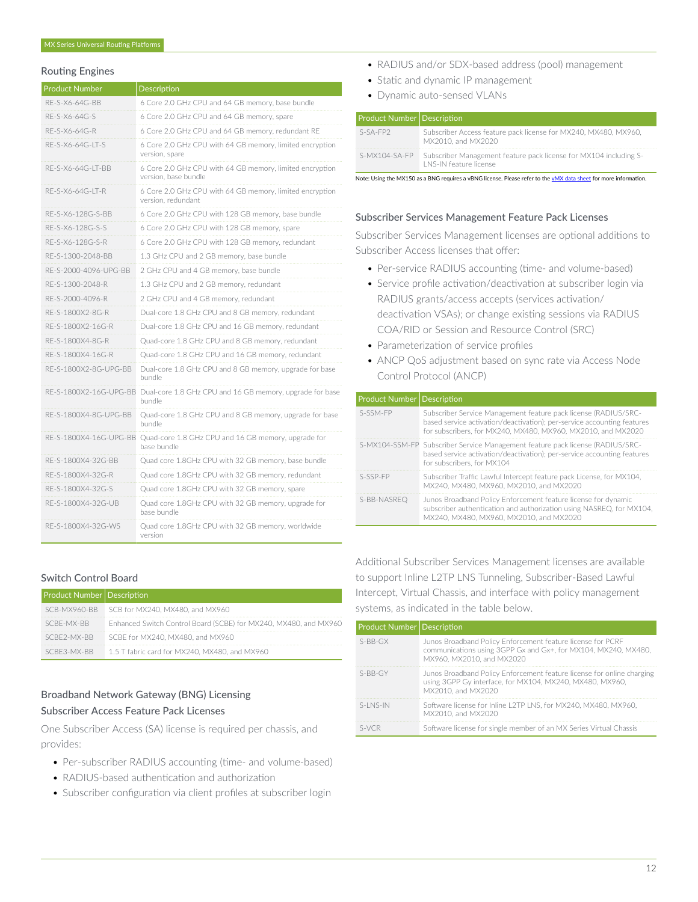## Routing Engines

| Product Number | Description |
| --- | --- |
| RE-S-X6-64G-BB | 6 Core 2.0 GHz CPU and 64 GB memory, base bundle |
| RE-S-X6-64G-S | 6 Core 2.0 GHz CPU and 64 GB memory, spare |
| RE-S-X6-64G-R | 6 Core 2.0 GHz CPU and 64 GB memory, redundant RE |
| RE-S-X6-64G-LT-S | 6 Core 2.0 GHz CPU with 64 GB memory, limited encryption version, spare |
| RE-S-X6-64G-LT-BB | 6 Core 2.0 GHz CPU with 64 GB memory, limited encryption version, base bundle |
| RE-S-X6-64G-LT-R | 6 Core 2.0 GHz CPU with 64 GB memory, limited encryption version, redundant |
| RE-S-X6-128G-S-BB | 6 Core 2.0 GHz CPU with 128 GB memory, base bundle |
| RE-S-X6-128G-S-S | 6 Core 2.0 GHz CPU with 128 GB memory, spare |
| RE-S-X6-128G-S-R | 6 Core 2.0 GHz CPU with 128 GB memory, redundant |
| RE-S-1300-2048-BB | 1.3 GHz CPU and 2 GB memory, base bundle |
| RE-S-2000-4096-UPG-BB | 2 GHz CPU and 4 GB memory, base bundle |
| RE-S-1300-2048-R | 1.3 GHz CPU and 2 GB memory, redundant |
| RE-S-2000-4096-R | 2 GHz CPU and 4 GB memory, redundant |
| RE-S-1800X2-8G-R | Dual-core 1.8 GHz CPU and 8 GB memory, redundant |
| RE-S-1800X2-16G-R | Dual-core 1.8 GHz CPU and 16 GB memory, redundant |
| RE-S-1800X4-8G-R | Quad-core 1.8 GHz CPU and 8 GB memory, redundant |
| RE-S-1800X4-16G-R | Quad-core 1.8 GHz CPU and 16 GB memory, redundant |
| RE-S-1800X2-8G-UPG-BB | Dual-core 1.8 GHz CPU and 8 GB memory, upgrade for base bundle |
| RE-S-1800X2-16G-UPG-BB | Dual-core 1.8 GHz CPU and 16 GB memory, upgrade for base bundle |
| RE-S-1800X4-8G-UPG-BB | Quad-core 1.8 GHz CPU and 8 GB memory, upgrade for base bundle |
| RE-S-1800X4-16G-UPG-BB | Quad-core 1.8 GHz CPU and 16 GB memory, upgrade for base bundle |
| RE-S-1800X4-32G-BB | Quad core 1.8GHz CPU with 32 GB memory, base bundle |
| RE-S-1800X4-32G-R | Quad core 1.8GHz CPU with 32 GB memory, redundant |
| RE-S-1800X4-32G-S | Quad core 1.8GHz CPU with 32 GB memory, spare |
| RE-S-1800X4-32G-UB | Quad core 1.8GHz CPU with 32 GB memory, upgrade for base bundle |
| RE-S-1800X4-32G-WS | Quad core 1.8GHz CPU with 32 GB memory, worldwide version |

## Switch Control Board

| Product Number | Description |
| --- | --- |
| SCB-MX960-BB | SCB for MX240, MX480, and MX960 |
| SCBE-MX-BB | Enhanced Switch Control Board (SCBE) for MX240, MX480, and MX960 |
| SCBE2-MX-BB | SCBE for MX240, MX480, and MX960 |
| SCBE3-MX-BB | 1.5 T fabric card for MX240, MX480, and MX960 |

## Broadband Network Gateway (BNG) Licensing

### Subscriber Access Feature Pack Licenses

One Subscriber Access (SA) license is required per chassis, and provides:

- Per-subscriber RADIUS accounting (time- and volume-based)
- RADIUS-based authentication and authorization
- Subscriber configuration via client profiles at subscriber login
- RADIUS and/or SDX-based address (pool) management
- Static and dynamic IP management
- Dynamic auto-sensed VLANs

| Product Number | Description |
| --- | --- |
| S-SA-FP2 | Subscriber Access feature pack license for MX240, MX480, MX960, MX2010, and MX2020 |
| S-MX104-SA-FP | Subscriber Management feature pack license for MX104 including S-LNS-IN feature license |

Note: Using the MX150 as a BNG requires a vBNG license. Please refer to the vMX data sheet for more information.

### Subscriber Services Management Feature Pack Licenses

Subscriber Services Management licenses are optional additions to Subscriber Access licenses that offer:

- Per-service RADIUS accounting (time- and volume-based)
- Service profile activation/deactivation at subscriber login via RADIUS grants/access accepts (services activation/deactivation VSAs); or change existing sessions via RADIUS COA/RID or Session and Resource Control (SRC)
- Parameterization of service profiles
- ANCP QoS adjustment based on sync rate via Access Node Control Protocol (ANCP)

| Product Number | Description |
| --- | --- |
| S-SSM-FP | Subscriber Service Management feature pack license (RADIUS/SRC-based service activation/deactivation); per-service accounting features for subscribers, for MX240, MX480, MX960, MX2010, and MX2020 |
| S-MX104-SSM-FP | Subscriber Service Management feature pack license (RADIUS/SRC-based service activation/deactivation); per-service accounting features for subscribers, for MX104 |
| S-SSP-FP | Subscriber Traffic Lawful Intercept feature pack License, for MX104, MX240, MX480, MX960, MX2010, and MX2020 |
| S-BB-NASREQ | Junos Broadband Policy Enforcement feature license for dynamic subscriber authentication and authorization using NASREQ, for MX104, MX240, MX480, MX960, MX2010, and MX2020 |

Additional Subscriber Services Management licenses are available to support Inline L2TP LNS Tunneling, Subscriber-Based Lawful Intercept, Virtual Chassis, and interface with policy management systems, as indicated in the table below.

| Product Number | Description |
| --- | --- |
| S-BB-GX | Junos Broadband Policy Enforcement feature license for PCRF communications using 3GPP Gx and Gx+, for MX104, MX240, MX480, MX960, MX2010, and MX2020 |
| S-BB-GY | Junos Broadband Policy Enforcement feature license for online charging using 3GPP Gy interface, for MX104, MX240, MX480, MX960, MX2010, and MX2020 |
| S-LNS-IN | Software license for Inline L2TP LNS, for MX240, MX480, MX960, MX2010, and MX2020 |
| S-VCR | Software license for single member of an MX Series Virtual Chassis |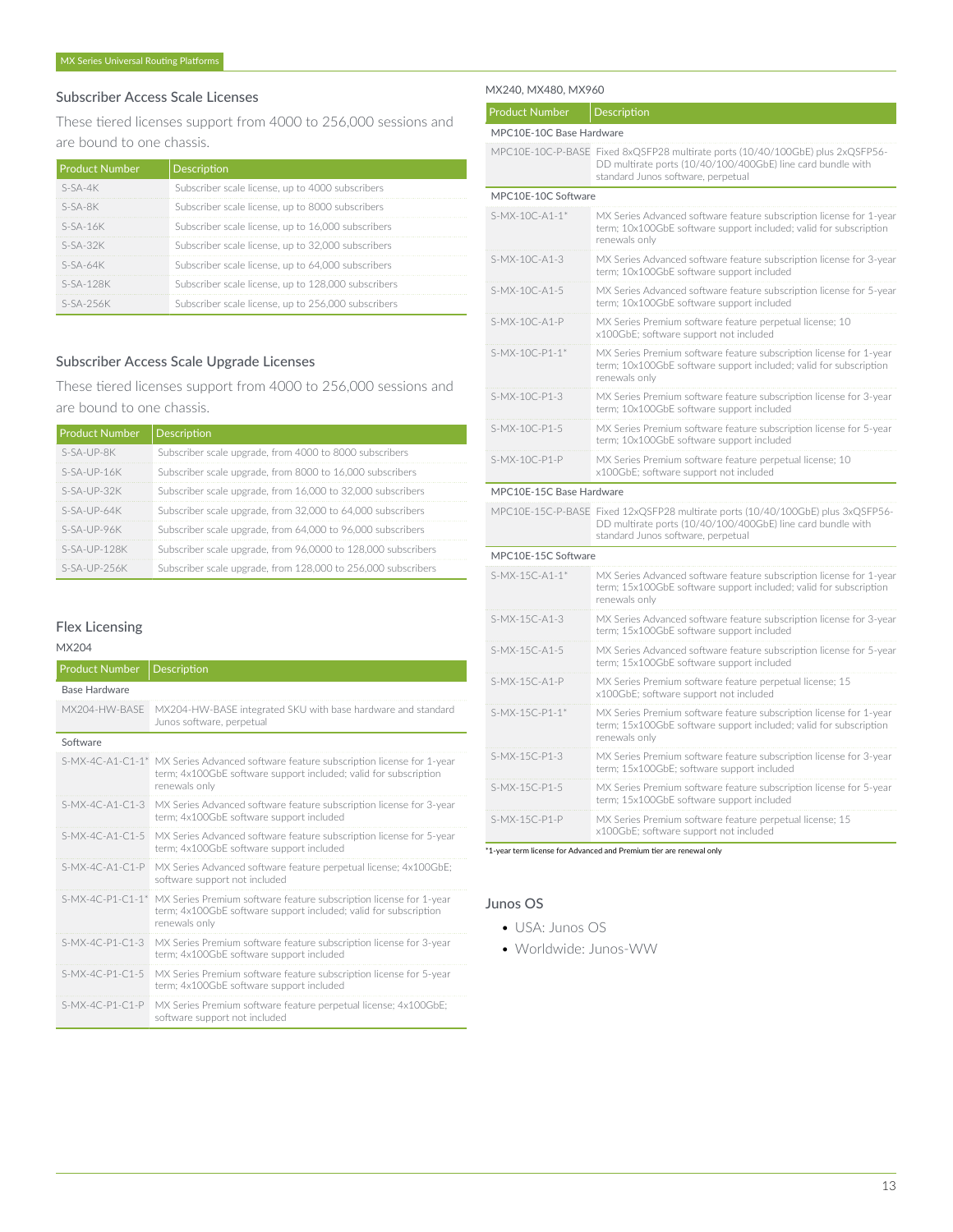## Subscriber Access Scale Licenses

These tiered licenses support from 4000 to 256,000 sessions and are bound to one chassis.

| Product Number | Description |
|---|---|
| S-SA-4K | Subscriber scale license, up to 4000 subscribers |
| S-SA-8K | Subscriber scale license, up to 8000 subscribers |
| S-SA-16K | Subscriber scale license, up to 16,000 subscribers |
| S-SA-32K | Subscriber scale license, up to 32,000 subscribers |
| S-SA-64K | Subscriber scale license, up to 64,000 subscribers |
| S-SA-128K | Subscriber scale license, up to 128,000 subscribers |
| S-SA-256K | Subscriber scale license, up to 256,000 subscribers |

## Subscriber Access Scale Upgrade Licenses

These tiered licenses support from 4000 to 256,000 sessions and are bound to one chassis.

| Product Number | Description |
|---|---|
| S-SA-UP-8K | Subscriber scale upgrade, from 4000 to 8000 subscribers |
| S-SA-UP-16K | Subscriber scale upgrade, from 8000 to 16,000 subscribers |
| S-SA-UP-32K | Subscriber scale upgrade, from 16,000 to 32,000 subscribers |
| S-SA-UP-64K | Subscriber scale upgrade, from 32,000 to 64,000 subscribers |
| S-SA-UP-96K | Subscriber scale upgrade, from 64,000 to 96,000 subscribers |
| S-SA-UP-128K | Subscriber scale upgrade, from 96,0000 to 128,000 subscribers |
| S-SA-UP-256K | Subscriber scale upgrade, from 128,000 to 256,000 subscribers |

## Flex Licensing

MX204

| Product Number | Description |
|---|---|
| **Base Hardware** | |
| MX204-HW-BASE | MX204-HW-BASE integrated SKU with base hardware and standard Junos software, perpetual |
| **Software** | |
| S-MX-4C-A1-C1-1* | MX Series Advanced software feature subscription license for 1-year term; 4x100GbE software support included; valid for subscription renewals only |
| S-MX-4C-A1-C1-3 | MX Series Advanced software feature subscription license for 3-year term; 4x100GbE software support included |
| S-MX-4C-A1-C1-5 | MX Series Advanced software feature subscription license for 5-year term; 4x100GbE software support included |
| S-MX-4C-A1-C1-P | MX Series Advanced software feature perpetual license; 4x100GbE; software support not included |
| S-MX-4C-P1-C1-1* | MX Series Premium software feature subscription license for 1-year term; 4x100GbE software support included; valid for subscription renewals only |
| S-MX-4C-P1-C1-3 | MX Series Premium software feature subscription license for 3-year term; 4x100GbE software support included |
| S-MX-4C-P1-C1-5 | MX Series Premium software feature subscription license for 5-year term; 4x100GbE software support included |
| S-MX-4C-P1-C1-P | MX Series Premium software feature perpetual license; 4x100GbE; software support not included |

MX240, MX480, MX960

| Product Number | Description |
|---|---|
| **MPC10E-10C Base Hardware** | |
| MPC10E-10C-P-BASE | Fixed 8xQSFP28 multirate ports (10/40/100GbE) plus 2xQSFP56-DD multirate ports (10/40/100/400GbE) line card bundle with standard Junos software, perpetual |
| **MPC10E-10C Software** | |
| S-MX-10C-A1-1* | MX Series Advanced software feature subscription license for 1-year term; 10x100GbE software support included; valid for subscription renewals only |
| S-MX-10C-A1-3 | MX Series Advanced software feature subscription license for 3-year term; 10x100GbE software support included |
| S-MX-10C-A1-5 | MX Series Advanced software feature subscription license for 5-year term; 10x100GbE software support included |
| S-MX-10C-A1-P | MX Series Premium software feature perpetual license; 10 x100GbE; software support not included |
| S-MX-10C-P1-1* | MX Series Premium software feature subscription license for 1-year term; 10x100GbE software support included; valid for subscription renewals only |
| S-MX-10C-P1-3 | MX Series Premium software feature subscription license for 3-year term; 10x100GbE software support included |
| S-MX-10C-P1-5 | MX Series Premium software feature subscription license for 5-year term; 10x100GbE software support included |
| S-MX-10C-P1-P | MX Series Premium software feature perpetual license; 10 x100GbE; software support not included |
| **MPC10E-15C Base Hardware** | |
| MPC10E-15C-P-BASE | Fixed 12xQSFP28 multirate ports (10/40/100GbE) plus 3xQSFP56-DD multirate ports (10/40/100/400GbE) line card bundle with standard Junos software, perpetual |
| **MPC10E-15C Software** | |
| S-MX-15C-A1-1* | MX Series Advanced software feature subscription license for 1-year term; 15x100GbE software support included; valid for subscription renewals only |
| S-MX-15C-A1-3 | MX Series Advanced software feature subscription license for 3-year term; 15x100GbE software support included |
| S-MX-15C-A1-5 | MX Series Advanced software feature subscription license for 5-year term; 15x100GbE software support included |
| S-MX-15C-A1-P | MX Series Premium software feature perpetual license; 15 x100GbE; software support not included |
| S-MX-15C-P1-1* | MX Series Premium software feature subscription license for 1-year term; 15x100GbE software support included; valid for subscription renewals only |
| S-MX-15C-P1-3 | MX Series Premium software feature subscription license for 3-year term; 15x100GbE; software support included |
| S-MX-15C-P1-5 | MX Series Premium software feature subscription license for 5-year term; 15x100GbE software support included |
| S-MX-15C-P1-P | MX Series Premium software feature perpetual license; 15 x100GbE; software support not included |

*1-year term license for Advanced and Premium tier are renewal only

## Junos OS

- USA: Junos OS
- Worldwide: Junos-WW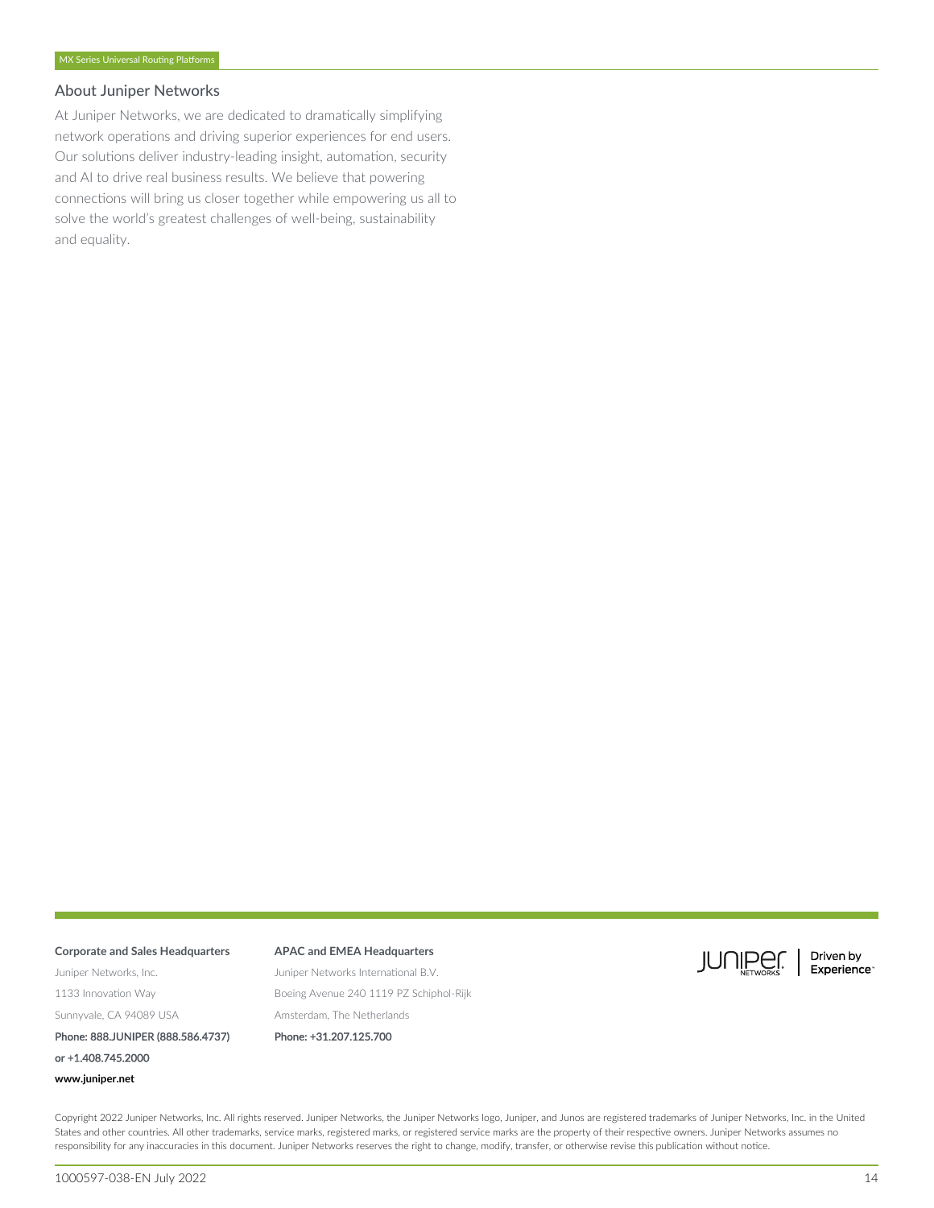## About Juniper Networks

At Juniper Networks, we are dedicated to dramatically simplifying network operations and driving superior experiences for end users. Our solutions deliver industry-leading insight, automation, security and AI to drive real business results. We believe that powering connections will bring us closer together while empowering us all to solve the world's greatest challenges of well-being, sustainability and equality.

**Corporate and Sales Headquarters**

Juniper Networks, Inc.

1133 Innovation Way

Sunnyvale, CA 94089 USA

**Phone: 888.JUNIPER (888.586.4737)**

**or +1.408.745.2000**

**www.juniper.net**

**APAC and EMEA Headquarters**

Juniper Networks International B.V.

Boeing Avenue 240 1119 PZ Schiphol-Rijk

Amsterdam, The Netherlands

**Phone: +31.207.125.700**

JUNIPER NETWORKS | Driven by Experience

Copyright 2022 Juniper Networks, Inc. All rights reserved. Juniper Networks, the Juniper Networks logo, Juniper, and Junos are registered trademarks of Juniper Networks, Inc. in the United States and other countries. All other trademarks, service marks, registered marks, or registered service marks are the property of their respective owners. Juniper Networks assumes no responsibility for any inaccuracies in this document. Juniper Networks reserves the right to change, modify, transfer, or otherwise revise this publication without notice.

1000597-038-EN July 2022